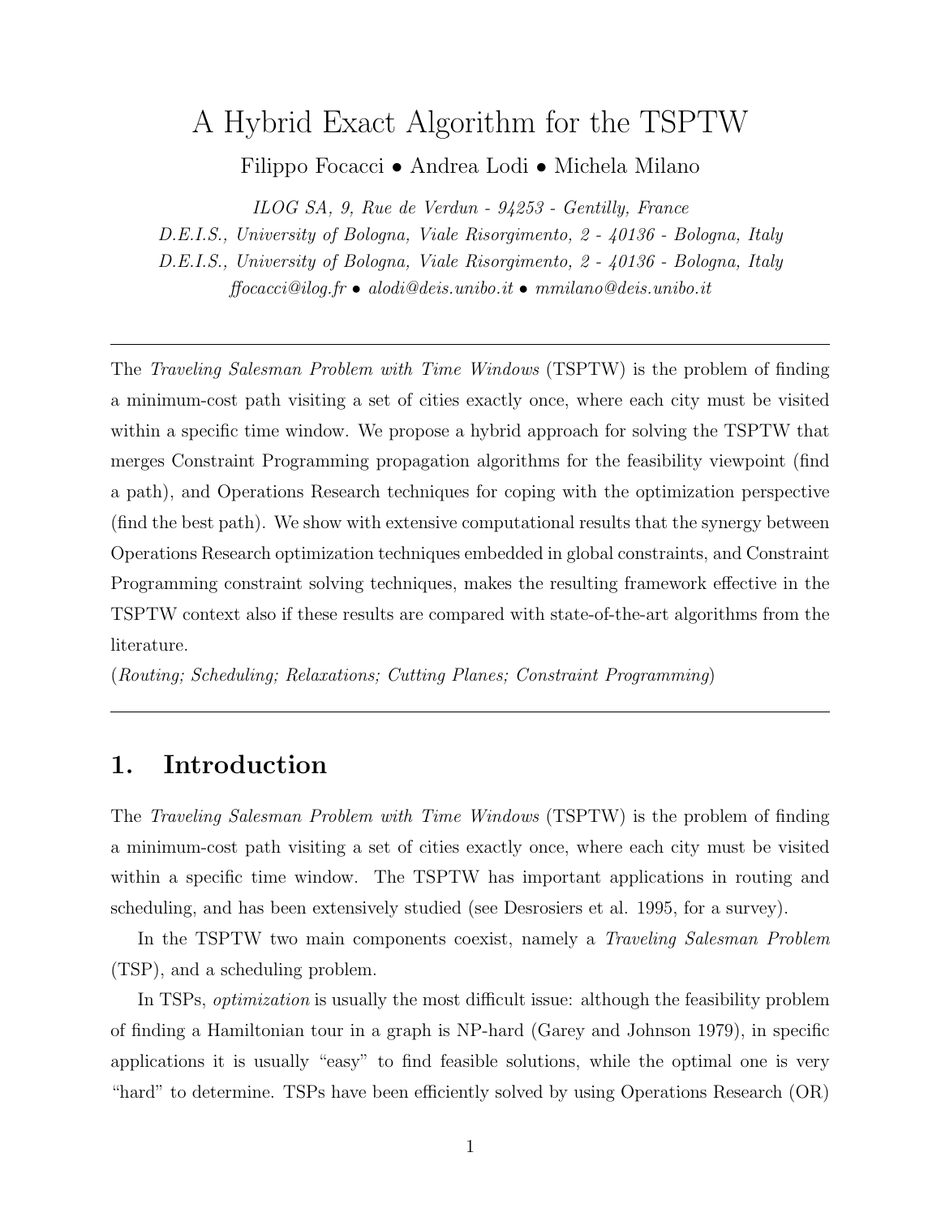# A Hybrid Exact Algorithm for the TSPTW

Filippo Focacci • Andrea Lodi • Michela Milano

*ILOG SA, 9, Rue de Verdun - 94253 - Gentilly, France*
*D.E.I.S., University of Bologna, Viale Risorgimento, 2 - 40136 - Bologna, Italy*
*D.E.I.S., University of Bologna, Viale Risorgimento, 2 - 40136 - Bologna, Italy*
*ffocacci@ilog.fr • alodi@deis.unibo.it • mmilano@deis.unibo.it*

---

The *Traveling Salesman Problem with Time Windows* (TSPTW) is the problem of finding a minimum-cost path visiting a set of cities exactly once, where each city must be visited within a specific time window. We propose a hybrid approach for solving the TSPTW that merges Constraint Programming propagation algorithms for the feasibility viewpoint (find a path), and Operations Research techniques for coping with the optimization perspective (find the best path). We show with extensive computational results that the synergy between Operations Research optimization techniques embedded in global constraints, and Constraint Programming constraint solving techniques, makes the resulting framework effective in the TSPTW context also if these results are compared with state-of-the-art algorithms from the literature.
(*Routing; Scheduling; Relaxations; Cutting Planes; Constraint Programming*)

---

## 1. Introduction

The *Traveling Salesman Problem with Time Windows* (TSPTW) is the problem of finding a minimum-cost path visiting a set of cities exactly once, where each city must be visited within a specific time window. The TSPTW has important applications in routing and scheduling, and has been extensively studied (see Desrosiers et al. 1995, for a survey).

In the TSPTW two main components coexist, namely a *Traveling Salesman Problem* (TSP), and a scheduling problem.

In TSPs, *optimization* is usually the most difficult issue: although the feasibility problem of finding a Hamiltonian tour in a graph is NP-hard (Garey and Johnson 1979), in specific applications it is usually "easy" to find feasible solutions, while the optimal one is very "hard" to determine. TSPs have been efficiently solved by using Operations Research (OR)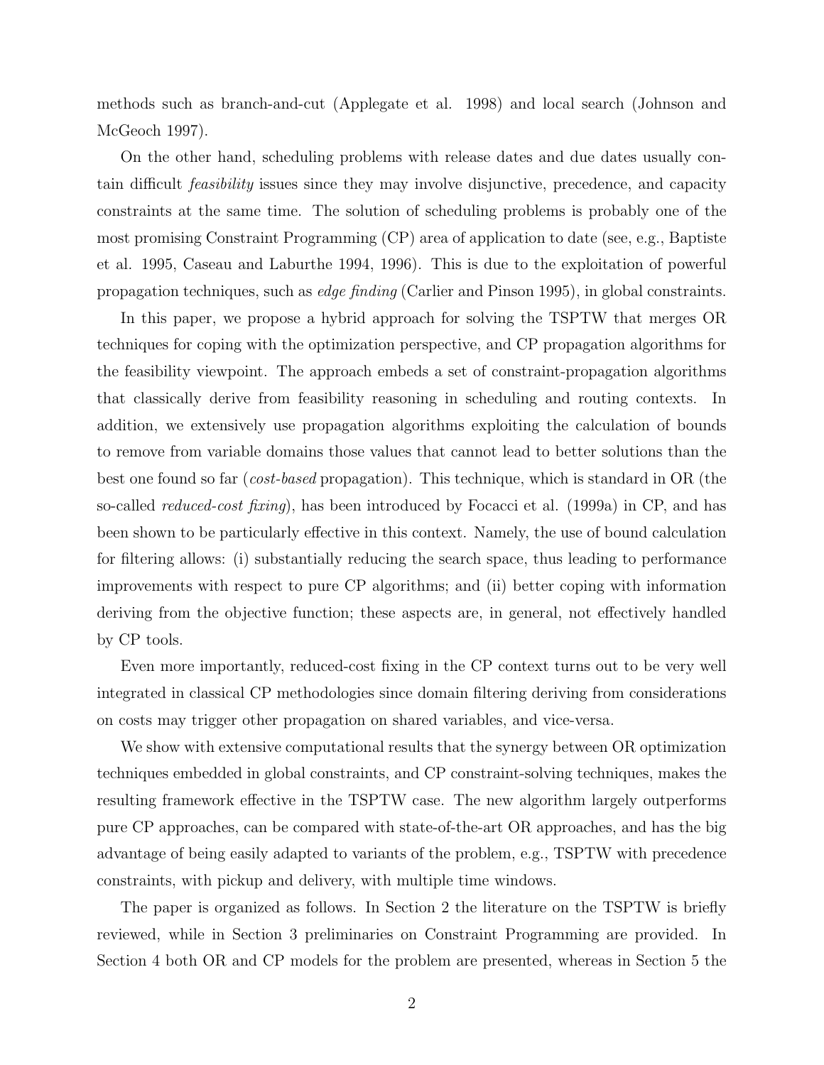methods such as branch-and-cut (Applegate et al. 1998) and local search (Johnson and McGeoch 1997).

On the other hand, scheduling problems with release dates and due dates usually contain difficult *feasibility* issues since they may involve disjunctive, precedence, and capacity constraints at the same time. The solution of scheduling problems is probably one of the most promising Constraint Programming (CP) area of application to date (see, e.g., Baptiste et al. 1995, Caseau and Laburthe 1994, 1996). This is due to the exploitation of powerful propagation techniques, such as *edge finding* (Carlier and Pinson 1995), in global constraints.

In this paper, we propose a hybrid approach for solving the TSPTW that merges OR techniques for coping with the optimization perspective, and CP propagation algorithms for the feasibility viewpoint. The approach embeds a set of constraint-propagation algorithms that classically derive from feasibility reasoning in scheduling and routing contexts. In addition, we extensively use propagation algorithms exploiting the calculation of bounds to remove from variable domains those values that cannot lead to better solutions than the best one found so far (*cost-based* propagation). This technique, which is standard in OR (the so-called *reduced-cost fixing*), has been introduced by Focacci et al. (1999a) in CP, and has been shown to be particularly effective in this context. Namely, the use of bound calculation for filtering allows: (i) substantially reducing the search space, thus leading to performance improvements with respect to pure CP algorithms; and (ii) better coping with information deriving from the objective function; these aspects are, in general, not effectively handled by CP tools.

Even more importantly, reduced-cost fixing in the CP context turns out to be very well integrated in classical CP methodologies since domain filtering deriving from considerations on costs may trigger other propagation on shared variables, and vice-versa.

We show with extensive computational results that the synergy between OR optimization techniques embedded in global constraints, and CP constraint-solving techniques, makes the resulting framework effective in the TSPTW case. The new algorithm largely outperforms pure CP approaches, can be compared with state-of-the-art OR approaches, and has the big advantage of being easily adapted to variants of the problem, e.g., TSPTW with precedence constraints, with pickup and delivery, with multiple time windows.

The paper is organized as follows. In Section 2 the literature on the TSPTW is briefly reviewed, while in Section 3 preliminaries on Constraint Programming are provided. In Section 4 both OR and CP models for the problem are presented, whereas in Section 5 the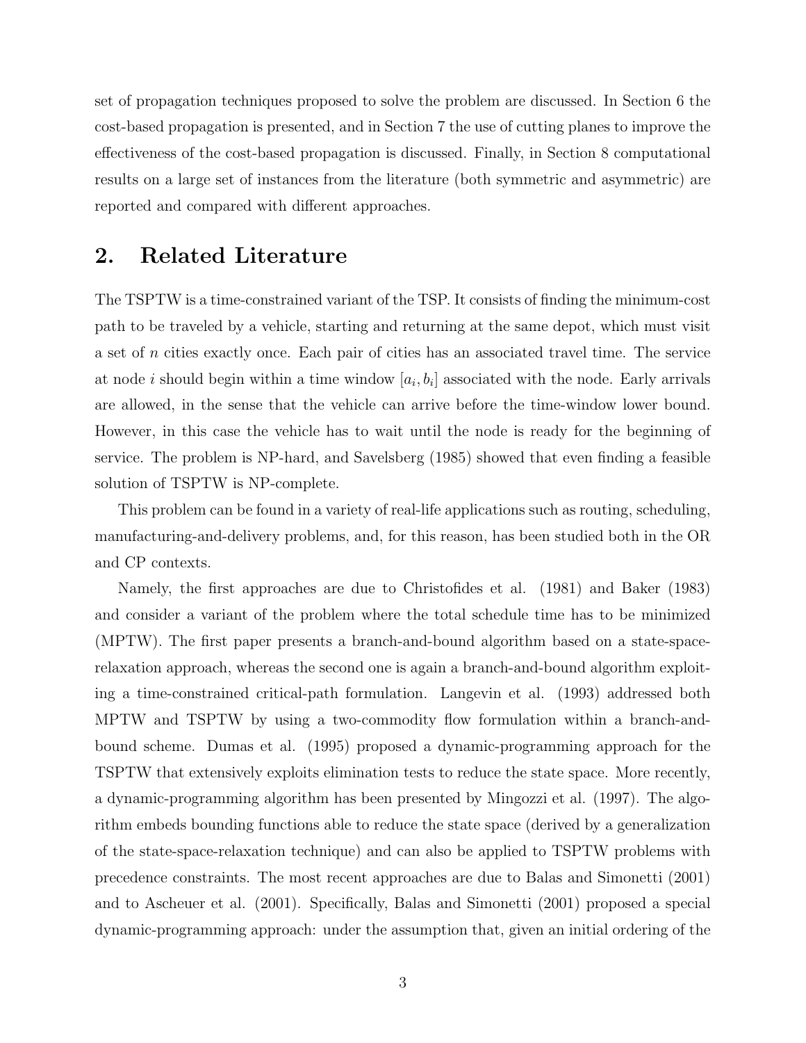set of propagation techniques proposed to solve the problem are discussed. In Section 6 the cost-based propagation is presented, and in Section 7 the use of cutting planes to improve the effectiveness of the cost-based propagation is discussed. Finally, in Section 8 computational results on a large set of instances from the literature (both symmetric and asymmetric) are reported and compared with different approaches.

## 2. Related Literature

The TSPTW is a time-constrained variant of the TSP. It consists of finding the minimum-cost path to be traveled by a vehicle, starting and returning at the same depot, which must visit a set of $n$ cities exactly once. Each pair of cities has an associated travel time. The service at node $i$ should begin within a time window $[a_i, b_i]$ associated with the node. Early arrivals are allowed, in the sense that the vehicle can arrive before the time-window lower bound. However, in this case the vehicle has to wait until the node is ready for the beginning of service. The problem is NP-hard, and Savelsberg (1985) showed that even finding a feasible solution of TSPTW is NP-complete.

This problem can be found in a variety of real-life applications such as routing, scheduling, manufacturing-and-delivery problems, and, for this reason, has been studied both in the OR and CP contexts.

Namely, the first approaches are due to Christofides et al. (1981) and Baker (1983) and consider a variant of the problem where the total schedule time has to be minimized (MPTW). The first paper presents a branch-and-bound algorithm based on a state-space-relaxation approach, whereas the second one is again a branch-and-bound algorithm exploiting a time-constrained critical-path formulation. Langevin et al. (1993) addressed both MPTW and TSPTW by using a two-commodity flow formulation within a branch-and-bound scheme. Dumas et al. (1995) proposed a dynamic-programming approach for the TSPTW that extensively exploits elimination tests to reduce the state space. More recently, a dynamic-programming algorithm has been presented by Mingozzi et al. (1997). The algorithm embeds bounding functions able to reduce the state space (derived by a generalization of the state-space-relaxation technique) and can also be applied to TSPTW problems with precedence constraints. The most recent approaches are due to Balas and Simonetti (2001) and to Ascheuer et al. (2001). Specifically, Balas and Simonetti (2001) proposed a special dynamic-programming approach: under the assumption that, given an initial ordering of the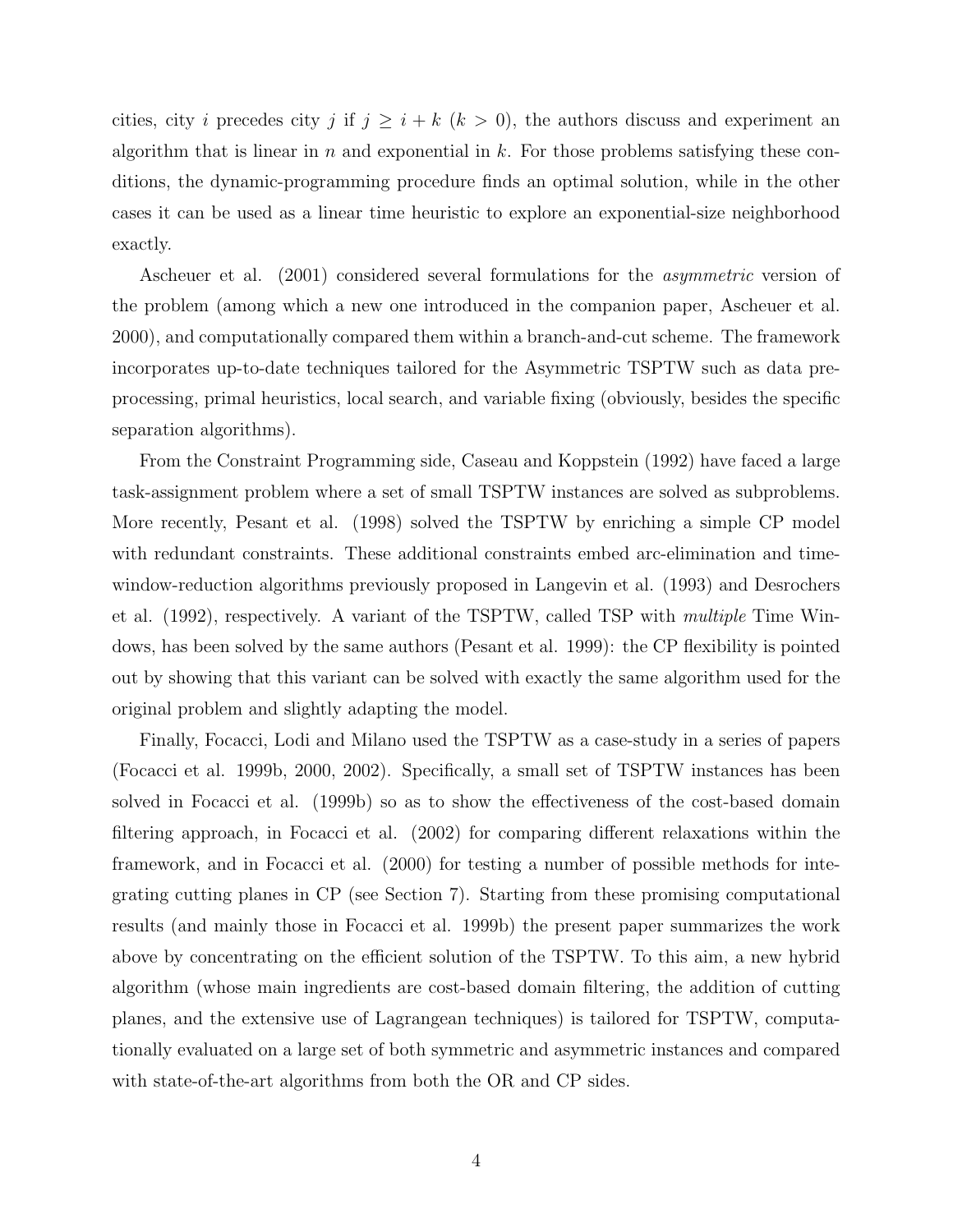cities, city $i$ precedes city $j$ if $j \geq i + k$ ($k > 0$), the authors discuss and experiment an algorithm that is linear in $n$ and exponential in $k$. For those problems satisfying these conditions, the dynamic-programming procedure finds an optimal solution, while in the other cases it can be used as a linear time heuristic to explore an exponential-size neighborhood exactly.

Ascheuer et al. (2001) considered several formulations for the *asymmetric* version of the problem (among which a new one introduced in the companion paper, Ascheuer et al. 2000), and computationally compared them within a branch-and-cut scheme. The framework incorporates up-to-date techniques tailored for the Asymmetric TSPTW such as data preprocessing, primal heuristics, local search, and variable fixing (obviously, besides the specific separation algorithms).

From the Constraint Programming side, Caseau and Koppstein (1992) have faced a large task-assignment problem where a set of small TSPTW instances are solved as subproblems. More recently, Pesant et al. (1998) solved the TSPTW by enriching a simple CP model with redundant constraints. These additional constraints embed arc-elimination and time-window-reduction algorithms previously proposed in Langevin et al. (1993) and Desrochers et al. (1992), respectively. A variant of the TSPTW, called TSP with *multiple* Time Windows, has been solved by the same authors (Pesant et al. 1999): the CP flexibility is pointed out by showing that this variant can be solved with exactly the same algorithm used for the original problem and slightly adapting the model.

Finally, Focacci, Lodi and Milano used the TSPTW as a case-study in a series of papers (Focacci et al. 1999b, 2000, 2002). Specifically, a small set of TSPTW instances has been solved in Focacci et al. (1999b) so as to show the effectiveness of the cost-based domain filtering approach, in Focacci et al. (2002) for comparing different relaxations within the framework, and in Focacci et al. (2000) for testing a number of possible methods for integrating cutting planes in CP (see Section 7). Starting from these promising computational results (and mainly those in Focacci et al. 1999b) the present paper summarizes the work above by concentrating on the efficient solution of the TSPTW. To this aim, a new hybrid algorithm (whose main ingredients are cost-based domain filtering, the addition of cutting planes, and the extensive use of Lagrangean techniques) is tailored for TSPTW, computationally evaluated on a large set of both symmetric and asymmetric instances and compared with state-of-the-art algorithms from both the OR and CP sides.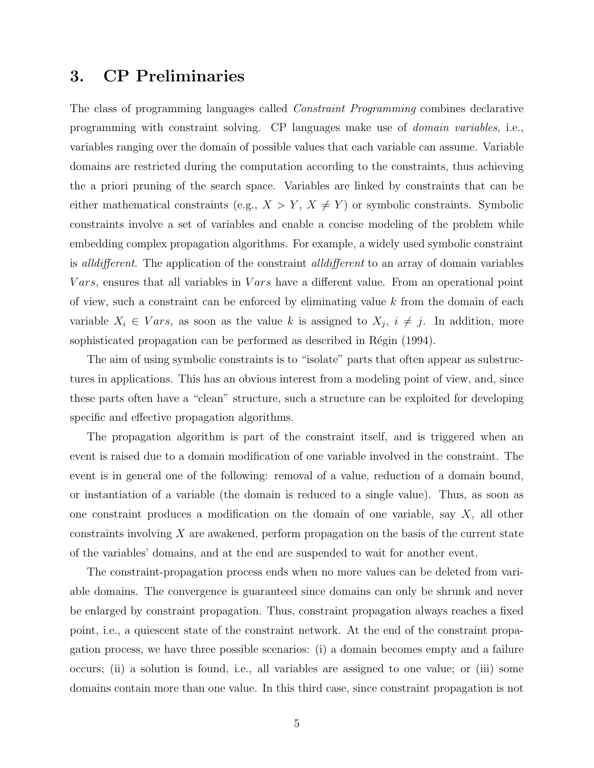## 3. CP Preliminaries

The class of programming languages called *Constraint Programming* combines declarative programming with constraint solving. CP languages make use of *domain variables*, i.e., variables ranging over the domain of possible values that each variable can assume. Variable domains are restricted during the computation according to the constraints, thus achieving the a priori pruning of the search space. Variables are linked by constraints that can be either mathematical constraints (e.g., $X > Y$, $X \neq Y$) or symbolic constraints. Symbolic constraints involve a set of variables and enable a concise modeling of the problem while embedding complex propagation algorithms. For example, a widely used symbolic constraint is *alldifferent*. The application of the constraint *alldifferent* to an array of domain variables $Vars$, ensures that all variables in $Vars$ have a different value. From an operational point of view, such a constraint can be enforced by eliminating value $k$ from the domain of each variable $X_i \in Vars$, as soon as the value $k$ is assigned to $X_j$, $i \neq j$. In addition, more sophisticated propagation can be performed as described in Régin (1994).

The aim of using symbolic constraints is to "isolate" parts that often appear as substructures in applications. This has an obvious interest from a modeling point of view, and, since these parts often have a "clean" structure, such a structure can be exploited for developing specific and effective propagation algorithms.

The propagation algorithm is part of the constraint itself, and is triggered when an event is raised due to a domain modification of one variable involved in the constraint. The event is in general one of the following: removal of a value, reduction of a domain bound, or instantiation of a variable (the domain is reduced to a single value). Thus, as soon as one constraint produces a modification on the domain of one variable, say $X$, all other constraints involving $X$ are awakened, perform propagation on the basis of the current state of the variables' domains, and at the end are suspended to wait for another event.

The constraint-propagation process ends when no more values can be deleted from variable domains. The convergence is guaranteed since domains can only be shrunk and never be enlarged by constraint propagation. Thus, constraint propagation always reaches a fixed point, i.e., a quiescent state of the constraint network. At the end of the constraint propagation process, we have three possible scenarios: (i) a domain becomes empty and a failure occurs; (ii) a solution is found, i.e., all variables are assigned to one value; or (iii) some domains contain more than one value. In this third case, since constraint propagation is not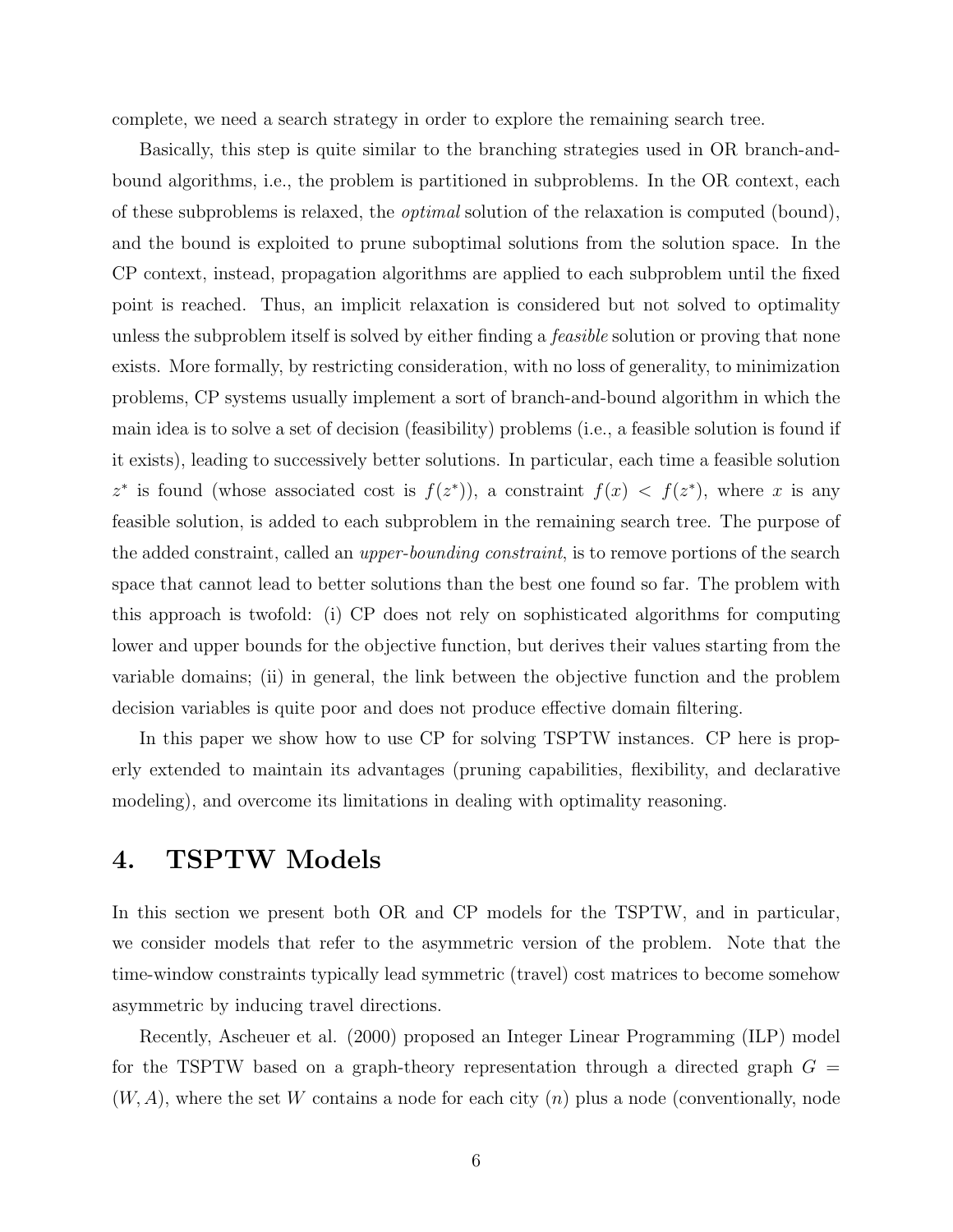complete, we need a search strategy in order to explore the remaining search tree.

Basically, this step is quite similar to the branching strategies used in OR branch-and-bound algorithms, i.e., the problem is partitioned in subproblems. In the OR context, each of these subproblems is relaxed, the *optimal* solution of the relaxation is computed (bound), and the bound is exploited to prune suboptimal solutions from the solution space. In the CP context, instead, propagation algorithms are applied to each subproblem until the fixed point is reached. Thus, an implicit relaxation is considered but not solved to optimality unless the subproblem itself is solved by either finding a *feasible* solution or proving that none exists. More formally, by restricting consideration, with no loss of generality, to minimization problems, CP systems usually implement a sort of branch-and-bound algorithm in which the main idea is to solve a set of decision (feasibility) problems (i.e., a feasible solution is found if it exists), leading to successively better solutions. In particular, each time a feasible solution $z^*$ is found (whose associated cost is $f(z^*)$), a constraint $f(x) < f(z^*)$, where $x$ is any feasible solution, is added to each subproblem in the remaining search tree. The purpose of the added constraint, called an *upper-bounding constraint*, is to remove portions of the search space that cannot lead to better solutions than the best one found so far. The problem with this approach is twofold: (i) CP does not rely on sophisticated algorithms for computing lower and upper bounds for the objective function, but derives their values starting from the variable domains; (ii) in general, the link between the objective function and the problem decision variables is quite poor and does not produce effective domain filtering.

In this paper we show how to use CP for solving TSPTW instances. CP here is properly extended to maintain its advantages (pruning capabilities, flexibility, and declarative modeling), and overcome its limitations in dealing with optimality reasoning.

# 4. TSPTW Models

In this section we present both OR and CP models for the TSPTW, and in particular, we consider models that refer to the asymmetric version of the problem. Note that the time-window constraints typically lead symmetric (travel) cost matrices to become somehow asymmetric by inducing travel directions.

Recently, Ascheuer et al. (2000) proposed an Integer Linear Programming (ILP) model for the TSPTW based on a graph-theory representation through a directed graph $G = (W, A)$, where the set $W$ contains a node for each city ($n$) plus a node (conventionally, node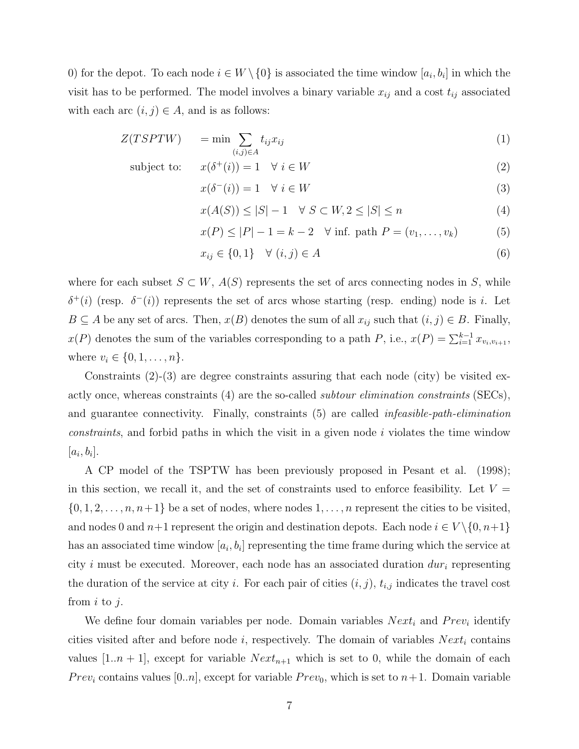0) for the depot. To each node $i \in W \setminus \{0\}$ is associated the time window $[a_i, b_i]$ in which the visit has to be performed. The model involves a binary variable $x_{ij}$ and a cost $t_{ij}$ associated with each arc $(i,j) \in A$, and is as follows:

$$
\begin{aligned}
Z(TSPTW) \quad & = \min \sum_{(i,j) \in A} t_{ij} x_{ij} && (1) \\
\text{subject to:} \quad & x(\delta^+(i)) = 1 \quad \forall\, i \in W && (2) \\
& x(\delta^-(i)) = 1 \quad \forall\, i \in W && (3) \\
& x(A(S)) \leq |S| - 1 \quad \forall\, S \subset W, 2 \leq |S| \leq n && (4) \\
& x(P) \leq |P| - 1 = k - 2 \quad \forall \text{ inf. path } P = (v_1, \ldots, v_k) && (5) \\
& x_{ij} \in \{0, 1\} \quad \forall\, (i,j) \in A && (6)
\end{aligned}
$$

where for each subset $S \subset W$, $A(S)$ represents the set of arcs connecting nodes in $S$, while $\delta^+(i)$ (resp. $\delta^-(i)$) represents the set of arcs whose starting (resp. ending) node is $i$. Let $B \subseteq A$ be any set of arcs. Then, $x(B)$ denotes the sum of all $x_{ij}$ such that $(i,j) \in B$. Finally, $x(P)$ denotes the sum of the variables corresponding to a path $P$, i.e., $x(P) = \sum_{i=1}^{k-1} x_{v_i, v_{i+1}}$, where $v_i \in \{0, 1, \ldots, n\}$.

Constraints (2)-(3) are degree constraints assuring that each node (city) be visited exactly once, whereas constraints (4) are the so-called *subtour elimination constraints* (SECs), and guarantee connectivity. Finally, constraints (5) are called *infeasible-path-elimination constraints*, and forbid paths in which the visit in a given node $i$ violates the time window $[a_i, b_i]$.

A CP model of the TSPTW has been previously proposed in Pesant et al. (1998); in this section, we recall it, and the set of constraints used to enforce feasibility. Let $V = \{0, 1, 2, \ldots, n, n+1\}$ be a set of nodes, where nodes $1, \ldots, n$ represent the cities to be visited, and nodes $0$ and $n+1$ represent the origin and destination depots. Each node $i \in V \setminus \{0, n+1\}$ has an associated time window $[a_i, b_i]$ representing the time frame during which the service at city $i$ must be executed. Moreover, each node has an associated duration $dur_i$ representing the duration of the service at city $i$. For each pair of cities $(i,j)$, $t_{i,j}$ indicates the travel cost from $i$ to $j$.

We define four domain variables per node. Domain variables $Next_i$ and $Prev_i$ identify cities visited after and before node $i$, respectively. The domain of variables $Next_i$ contains values $[1..n+1]$, except for variable $Next_{n+1}$ which is set to 0, while the domain of each $Prev_i$ contains values $[0..n]$, except for variable $Prev_0$, which is set to $n+1$. Domain variable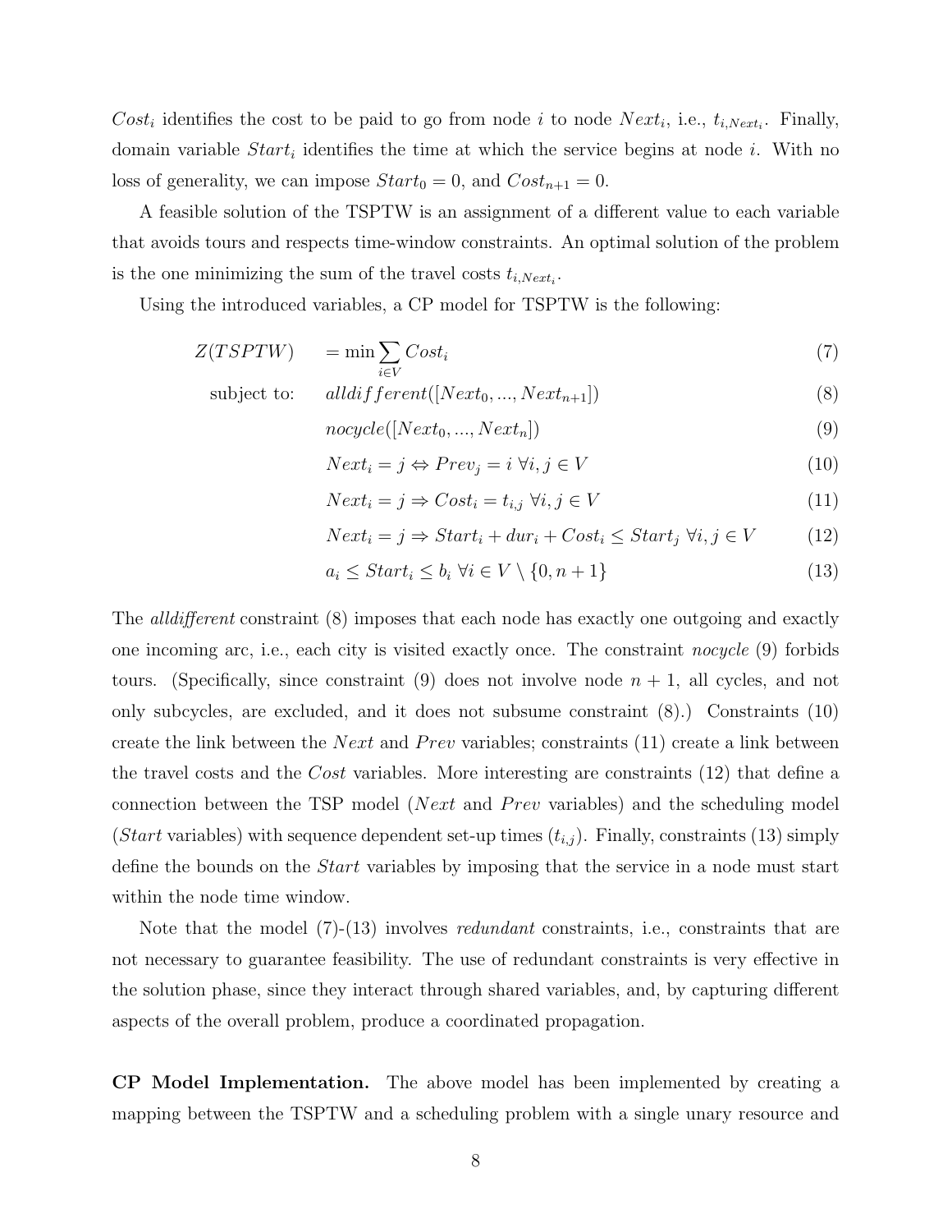$Cost_i$ identifies the cost to be paid to go from node $i$ to node $Next_i$, i.e., $t_{i,Next_i}$. Finally, domain variable $Start_i$ identifies the time at which the service begins at node $i$. With no loss of generality, we can impose $Start_0 = 0$, and $Cost_{n+1} = 0$.

A feasible solution of the TSPTW is an assignment of a different value to each variable that avoids tours and respects time-window constraints. An optimal solution of the problem is the one minimizing the sum of the travel costs $t_{i,Next_i}$.

Using the introduced variables, a CP model for TSPTW is the following:

$$Z(TSPTW) = \min \sum_{i \in V} Cost_i \tag{7}$$

subject to:

$$alldifferent([Next_0, ..., Next_{n+1}]) \tag{8}$$

$$nocycle([Next_0, ..., Next_n]) \tag{9}$$

$$Next_i = j \Leftrightarrow Prev_j = i \;\; \forall i, j \in V \tag{10}$$

$$Next_i = j \Rightarrow Cost_i = t_{i,j} \;\; \forall i, j \in V \tag{11}$$

$$Next_i = j \Rightarrow Start_i + dur_i + Cost_i \leq Start_j \;\; \forall i, j \in V \tag{12}$$

$$a_i \leq Start_i \leq b_i \;\; \forall i \in V \setminus \{0, n+1\} \tag{13}$$

The *alldifferent* constraint (8) imposes that each node has exactly one outgoing and exactly one incoming arc, i.e., each city is visited exactly once. The constraint *nocycle* (9) forbids tours. (Specifically, since constraint (9) does not involve node $n + 1$, all cycles, and not only subcycles, are excluded, and it does not subsume constraint (8).) Constraints (10) create the link between the *Next* and *Prev* variables; constraints (11) create a link between the travel costs and the *Cost* variables. More interesting are constraints (12) that define a connection between the TSP model (*Next* and *Prev* variables) and the scheduling model (*Start* variables) with sequence dependent set-up times ($t_{i,j}$). Finally, constraints (13) simply define the bounds on the *Start* variables by imposing that the service in a node must start within the node time window.

Note that the model (7)-(13) involves *redundant* constraints, i.e., constraints that are not necessary to guarantee feasibility. The use of redundant constraints is very effective in the solution phase, since they interact through shared variables, and, by capturing different aspects of the overall problem, produce a coordinated propagation.

**CP Model Implementation.** The above model has been implemented by creating a mapping between the TSPTW and a scheduling problem with a single unary resource and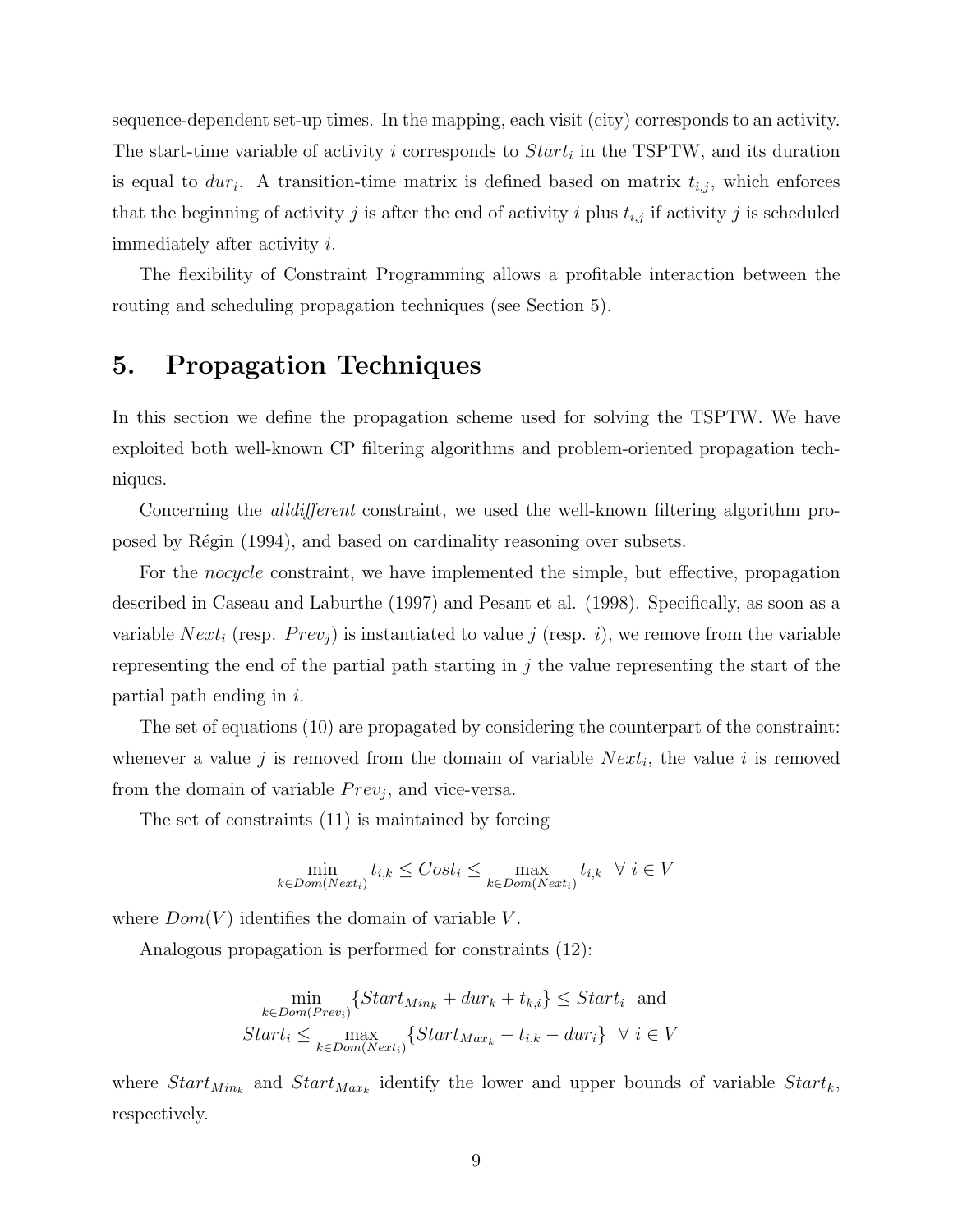sequence-dependent set-up times. In the mapping, each visit (city) corresponds to an activity. The start-time variable of activity $i$ corresponds to $Start_i$ in the TSPTW, and its duration is equal to $dur_i$. A transition-time matrix is defined based on matrix $t_{i,j}$, which enforces that the beginning of activity $j$ is after the end of activity $i$ plus $t_{i,j}$ if activity $j$ is scheduled immediately after activity $i$.

The flexibility of Constraint Programming allows a profitable interaction between the routing and scheduling propagation techniques (see Section 5).

## 5. Propagation Techniques

In this section we define the propagation scheme used for solving the TSPTW. We have exploited both well-known CP filtering algorithms and problem-oriented propagation techniques.

Concerning the *alldifferent* constraint, we used the well-known filtering algorithm proposed by Régin (1994), and based on cardinality reasoning over subsets.

For the *nocycle* constraint, we have implemented the simple, but effective, propagation described in Caseau and Laburthe (1997) and Pesant et al. (1998). Specifically, as soon as a variable $Next_i$ (resp. $Prev_j$) is instantiated to value $j$ (resp. $i$), we remove from the variable representing the end of the partial path starting in $j$ the value representing the start of the partial path ending in $i$.

The set of equations (10) are propagated by considering the counterpart of the constraint: whenever a value $j$ is removed from the domain of variable $Next_i$, the value $i$ is removed from the domain of variable $Prev_j$, and vice-versa.

The set of constraints (11) is maintained by forcing

$$\min_{k \in Dom(Next_i)} t_{i,k} \leq Cost_i \leq \max_{k \in Dom(Next_i)} t_{i,k} \quad \forall\, i \in V$$

where $Dom(V)$ identifies the domain of variable $V$.

Analogous propagation is performed for constraints (12):

$$\min_{k \in Dom(Prev_i)} \{Start_{Min_k} + dur_k + t_{k,i}\} \leq Start_i \quad \text{and}$$
$$Start_i \leq \max_{k \in Dom(Next_i)} \{Start_{Max_k} - t_{i,k} - dur_i\} \quad \forall\, i \in V$$

where $Start_{Min_k}$ and $Start_{Max_k}$ identify the lower and upper bounds of variable $Start_k$, respectively.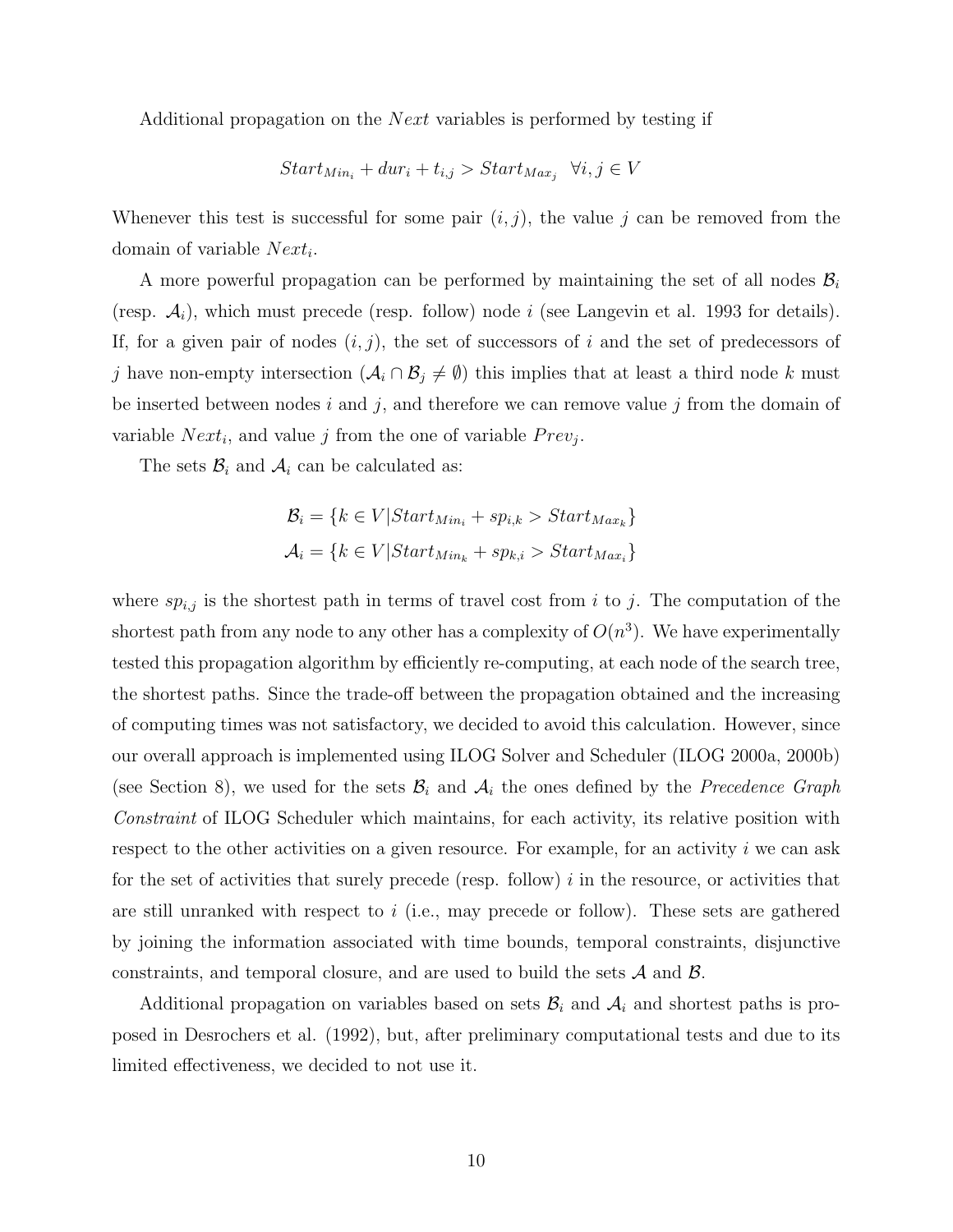Additional propagation on the $Next$ variables is performed by testing if

$$Start_{Min_i} + dur_i + t_{i,j} > Start_{Max_j} \quad \forall i, j \in V$$

Whenever this test is successful for some pair $(i, j)$, the value $j$ can be removed from the domain of variable $Next_i$.

A more powerful propagation can be performed by maintaining the set of all nodes $\mathcal{B}_i$ (resp. $\mathcal{A}_i$), which must precede (resp. follow) node $i$ (see Langevin et al. 1993 for details). If, for a given pair of nodes $(i, j)$, the set of successors of $i$ and the set of predecessors of $j$ have non-empty intersection ($\mathcal{A}_i \cap \mathcal{B}_j \neq \emptyset$) this implies that at least a third node $k$ must be inserted between nodes $i$ and $j$, and therefore we can remove value $j$ from the domain of variable $Next_i$, and value $j$ from the one of variable $Prev_j$.

The sets $\mathcal{B}_i$ and $\mathcal{A}_i$ can be calculated as:

$$\mathcal{B}_i = \{k \in V | Start_{Min_i} + sp_{i,k} > Start_{Max_k}\}$$
$$\mathcal{A}_i = \{k \in V | Start_{Min_k} + sp_{k,i} > Start_{Max_i}\}$$

where $sp_{i,j}$ is the shortest path in terms of travel cost from $i$ to $j$. The computation of the shortest path from any node to any other has a complexity of $O(n^3)$. We have experimentally tested this propagation algorithm by efficiently re-computing, at each node of the search tree, the shortest paths. Since the trade-off between the propagation obtained and the increasing of computing times was not satisfactory, we decided to avoid this calculation. However, since our overall approach is implemented using ILOG Solver and Scheduler (ILOG 2000a, 2000b) (see Section 8), we used for the sets $\mathcal{B}_i$ and $\mathcal{A}_i$ the ones defined by the *Precedence Graph Constraint* of ILOG Scheduler which maintains, for each activity, its relative position with respect to the other activities on a given resource. For example, for an activity $i$ we can ask for the set of activities that surely precede (resp. follow) $i$ in the resource, or activities that are still unranked with respect to $i$ (i.e., may precede or follow). These sets are gathered by joining the information associated with time bounds, temporal constraints, disjunctive constraints, and temporal closure, and are used to build the sets $\mathcal{A}$ and $\mathcal{B}$.

Additional propagation on variables based on sets $\mathcal{B}_i$ and $\mathcal{A}_i$ and shortest paths is proposed in Desrochers et al. (1992), but, after preliminary computational tests and due to its limited effectiveness, we decided to not use it.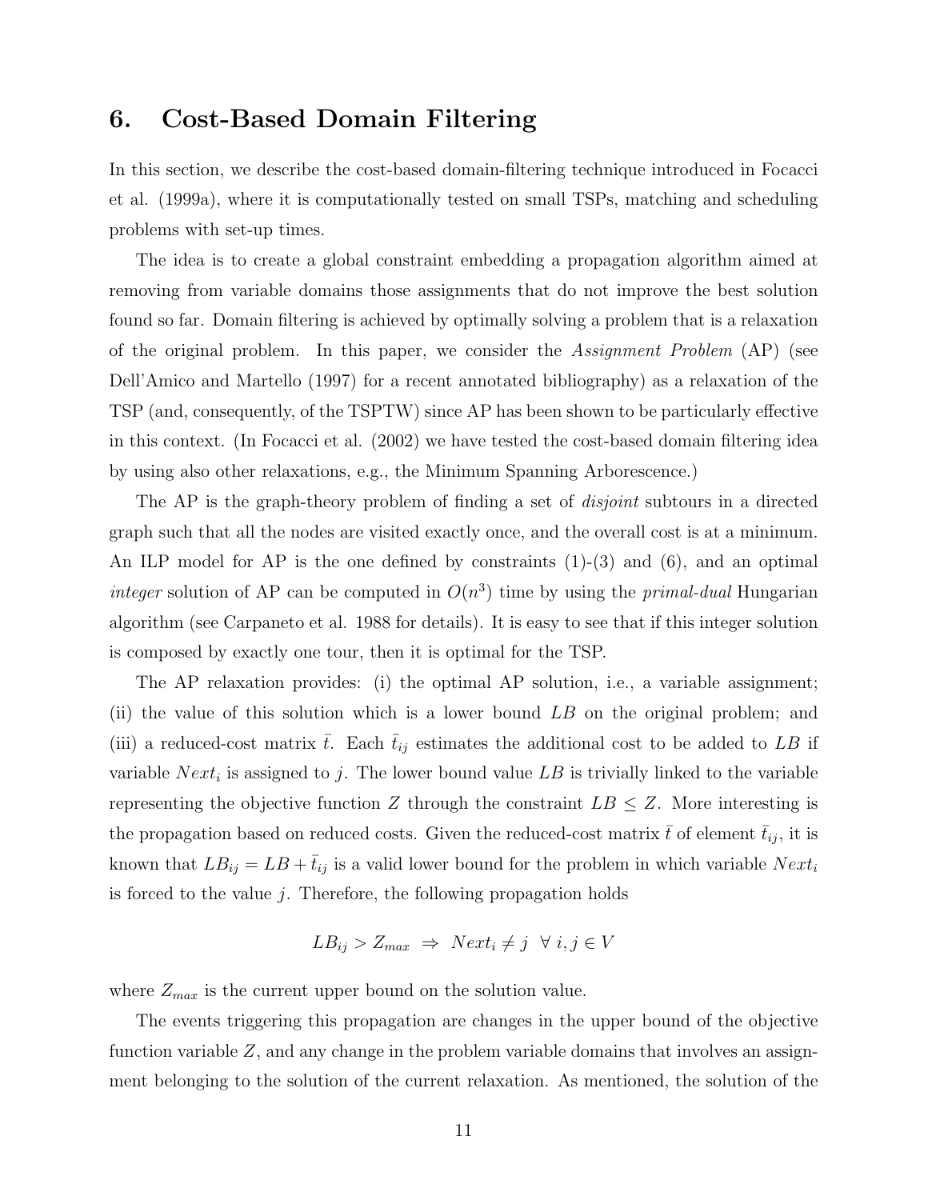## 6. Cost-Based Domain Filtering

In this section, we describe the cost-based domain-filtering technique introduced in Focacci et al. (1999a), where it is computationally tested on small TSPs, matching and scheduling problems with set-up times.

The idea is to create a global constraint embedding a propagation algorithm aimed at removing from variable domains those assignments that do not improve the best solution found so far. Domain filtering is achieved by optimally solving a problem that is a relaxation of the original problem. In this paper, we consider the *Assignment Problem* (AP) (see Dell'Amico and Martello (1997) for a recent annotated bibliography) as a relaxation of the TSP (and, consequently, of the TSPTW) since AP has been shown to be particularly effective in this context. (In Focacci et al. (2002) we have tested the cost-based domain filtering idea by using also other relaxations, e.g., the Minimum Spanning Arborescence.)

The AP is the graph-theory problem of finding a set of *disjoint* subtours in a directed graph such that all the nodes are visited exactly once, and the overall cost is at a minimum. An ILP model for AP is the one defined by constraints (1)-(3) and (6), and an optimal *integer* solution of AP can be computed in $O(n^3)$ time by using the *primal-dual* Hungarian algorithm (see Carpaneto et al. 1988 for details). It is easy to see that if this integer solution is composed by exactly one tour, then it is optimal for the TSP.

The AP relaxation provides: (i) the optimal AP solution, i.e., a variable assignment; (ii) the value of this solution which is a lower bound $LB$ on the original problem; and (iii) a reduced-cost matrix $\bar{t}$. Each $\bar{t}_{ij}$ estimates the additional cost to be added to $LB$ if variable $Next_i$ is assigned to $j$. The lower bound value $LB$ is trivially linked to the variable representing the objective function $Z$ through the constraint $LB \leq Z$. More interesting is the propagation based on reduced costs. Given the reduced-cost matrix $\bar{t}$ of element $\bar{t}_{ij}$, it is known that $LB_{ij} = LB + \bar{t}_{ij}$ is a valid lower bound for the problem in which variable $Next_i$ is forced to the value $j$. Therefore, the following propagation holds

$$LB_{ij} > Z_{max} \;\Rightarrow\; Next_i \neq j \;\; \forall\, i, j \in V$$

where $Z_{max}$ is the current upper bound on the solution value.

The events triggering this propagation are changes in the upper bound of the objective function variable $Z$, and any change in the problem variable domains that involves an assignment belonging to the solution of the current relaxation. As mentioned, the solution of the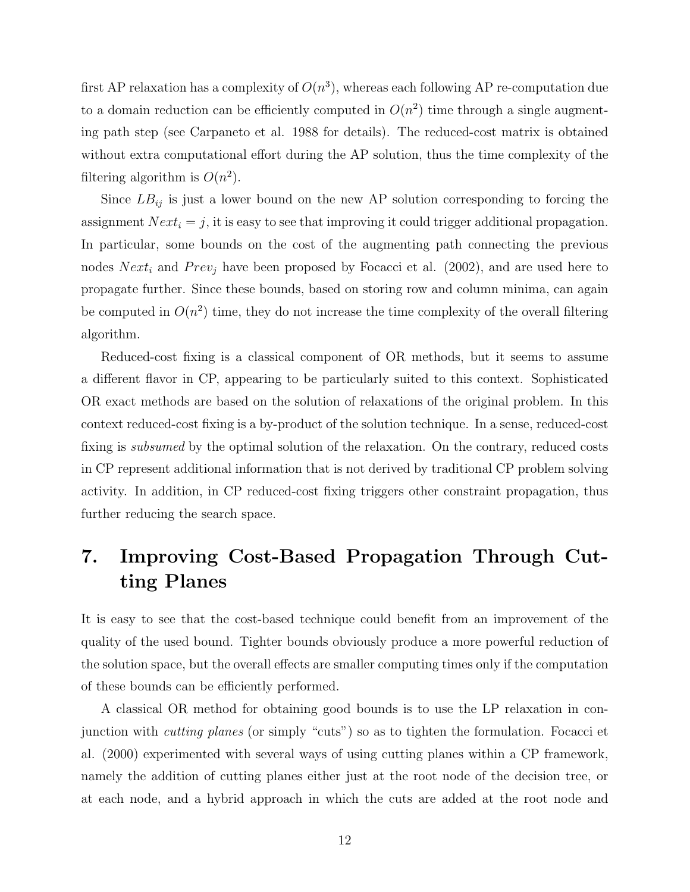first AP relaxation has a complexity of $O(n^3)$, whereas each following AP re-computation due to a domain reduction can be efficiently computed in $O(n^2)$ time through a single augmenting path step (see Carpaneto et al. 1988 for details). The reduced-cost matrix is obtained without extra computational effort during the AP solution, thus the time complexity of the filtering algorithm is $O(n^2)$.

Since $LB_{ij}$ is just a lower bound on the new AP solution corresponding to forcing the assignment $Next_i = j$, it is easy to see that improving it could trigger additional propagation. In particular, some bounds on the cost of the augmenting path connecting the previous nodes $Next_i$ and $Prev_j$ have been proposed by Focacci et al. (2002), and are used here to propagate further. Since these bounds, based on storing row and column minima, can again be computed in $O(n^2)$ time, they do not increase the time complexity of the overall filtering algorithm.

Reduced-cost fixing is a classical component of OR methods, but it seems to assume a different flavor in CP, appearing to be particularly suited to this context. Sophisticated OR exact methods are based on the solution of relaxations of the original problem. In this context reduced-cost fixing is a by-product of the solution technique. In a sense, reduced-cost fixing is *subsumed* by the optimal solution of the relaxation. On the contrary, reduced costs in CP represent additional information that is not derived by traditional CP problem solving activity. In addition, in CP reduced-cost fixing triggers other constraint propagation, thus further reducing the search space.

# 7. Improving Cost-Based Propagation Through Cutting Planes

It is easy to see that the cost-based technique could benefit from an improvement of the quality of the used bound. Tighter bounds obviously produce a more powerful reduction of the solution space, but the overall effects are smaller computing times only if the computation of these bounds can be efficiently performed.

A classical OR method for obtaining good bounds is to use the LP relaxation in conjunction with *cutting planes* (or simply "cuts") so as to tighten the formulation. Focacci et al. (2000) experimented with several ways of using cutting planes within a CP framework, namely the addition of cutting planes either just at the root node of the decision tree, or at each node, and a hybrid approach in which the cuts are added at the root node and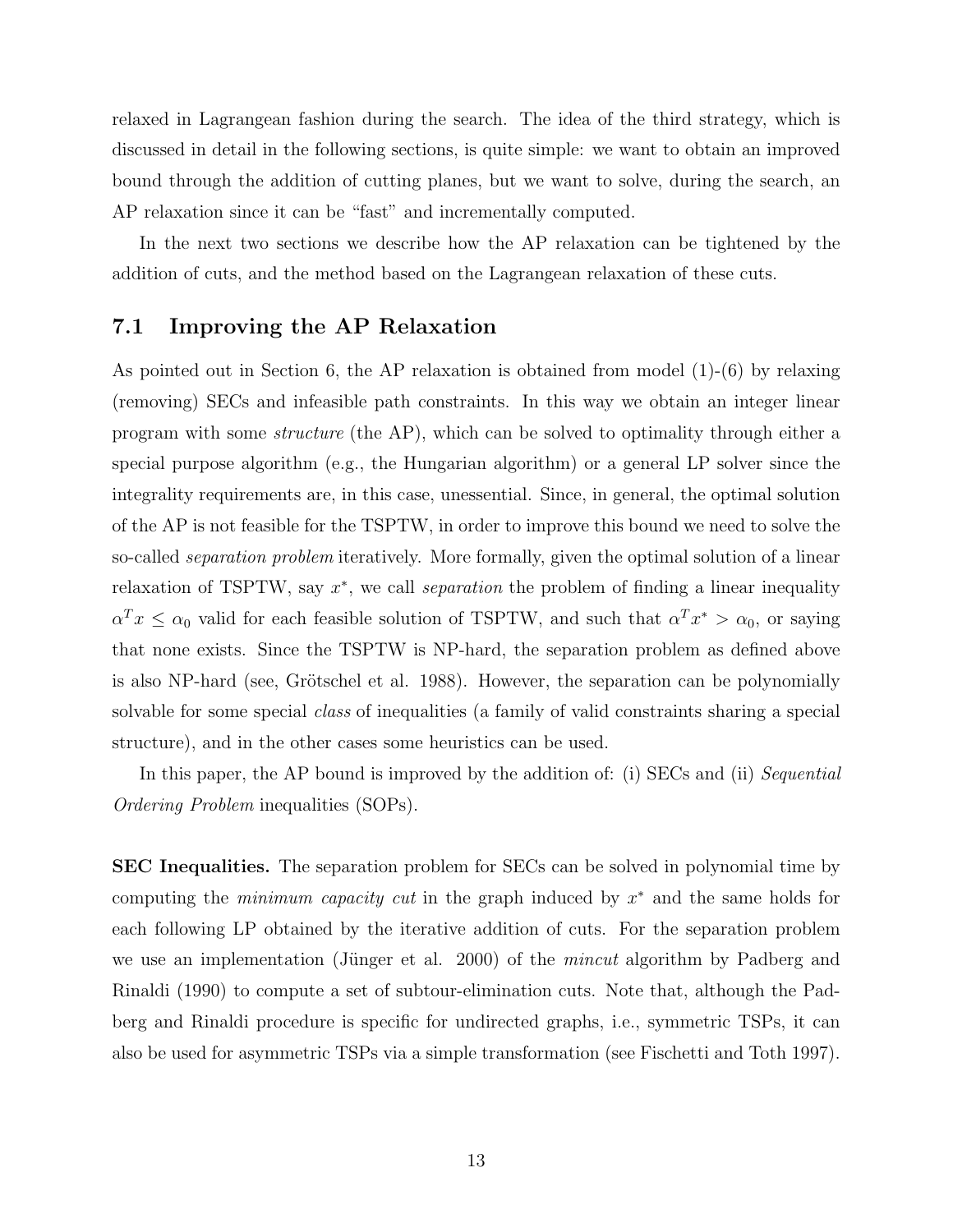relaxed in Lagrangean fashion during the search. The idea of the third strategy, which is discussed in detail in the following sections, is quite simple: we want to obtain an improved bound through the addition of cutting planes, but we want to solve, during the search, an AP relaxation since it can be "fast" and incrementally computed.

In the next two sections we describe how the AP relaxation can be tightened by the addition of cuts, and the method based on the Lagrangean relaxation of these cuts.

## 7.1 Improving the AP Relaxation

As pointed out in Section 6, the AP relaxation is obtained from model (1)-(6) by relaxing (removing) SECs and infeasible path constraints. In this way we obtain an integer linear program with some *structure* (the AP), which can be solved to optimality through either a special purpose algorithm (e.g., the Hungarian algorithm) or a general LP solver since the integrality requirements are, in this case, unessential. Since, in general, the optimal solution of the AP is not feasible for the TSPTW, in order to improve this bound we need to solve the so-called *separation problem* iteratively. More formally, given the optimal solution of a linear relaxation of TSPTW, say $x^*$, we call *separation* the problem of finding a linear inequality $\alpha^T x \leq \alpha_0$ valid for each feasible solution of TSPTW, and such that $\alpha^T x^* > \alpha_0$, or saying that none exists. Since the TSPTW is NP-hard, the separation problem as defined above is also NP-hard (see, Grötschel et al. 1988). However, the separation can be polynomially solvable for some special *class* of inequalities (a family of valid constraints sharing a special structure), and in the other cases some heuristics can be used.

In this paper, the AP bound is improved by the addition of: (i) SECs and (ii) *Sequential Ordering Problem* inequalities (SOPs).

**SEC Inequalities.** The separation problem for SECs can be solved in polynomial time by computing the *minimum capacity cut* in the graph induced by $x^*$ and the same holds for each following LP obtained by the iterative addition of cuts. For the separation problem we use an implementation (Jünger et al. 2000) of the *mincut* algorithm by Padberg and Rinaldi (1990) to compute a set of subtour-elimination cuts. Note that, although the Padberg and Rinaldi procedure is specific for undirected graphs, i.e., symmetric TSPs, it can also be used for asymmetric TSPs via a simple transformation (see Fischetti and Toth 1997).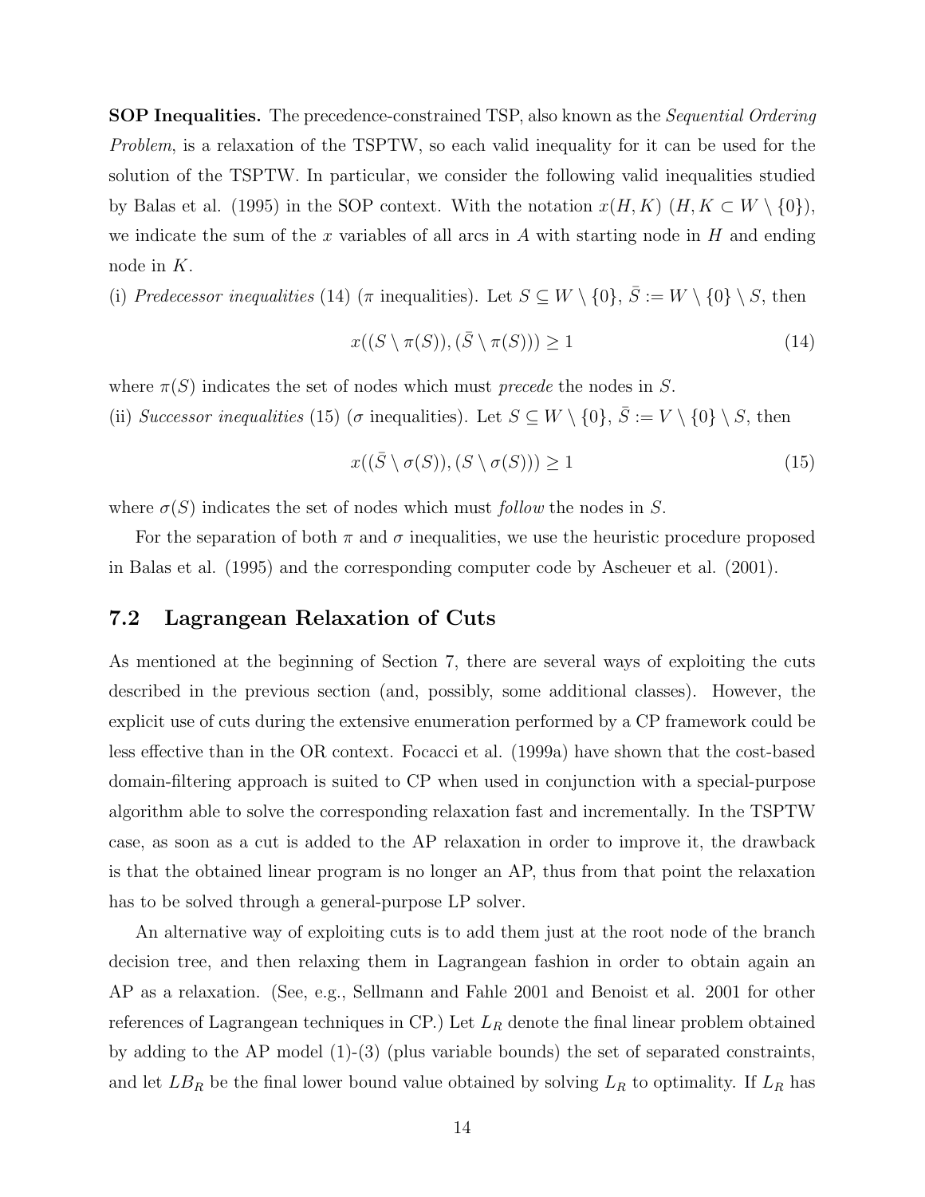**SOP Inequalities.** The precedence-constrained TSP, also known as the *Sequential Ordering Problem*, is a relaxation of the TSPTW, so each valid inequality for it can be used for the solution of the TSPTW. In particular, we consider the following valid inequalities studied by Balas et al. (1995) in the SOP context. With the notation $x(H, K)$ $(H, K \subset W \setminus \{0\})$, we indicate the sum of the $x$ variables of all arcs in $A$ with starting node in $H$ and ending node in $K$.

(i) *Predecessor inequalities* (14) ($\pi$ inequalities). Let $S \subseteq W \setminus \{0\}$, $\bar{S} := W \setminus \{0\} \setminus S$, then

$$x((S \setminus \pi(S)), (\bar{S} \setminus \pi(S))) \geq 1 \tag{14}$$

where $\pi(S)$ indicates the set of nodes which must *precede* the nodes in $S$.

(ii) *Successor inequalities* (15) ($\sigma$ inequalities). Let $S \subseteq W \setminus \{0\}$, $\bar{S} := V \setminus \{0\} \setminus S$, then

$$x((\bar{S} \setminus \sigma(S)), (S \setminus \sigma(S))) \geq 1 \tag{15}$$

where $\sigma(S)$ indicates the set of nodes which must *follow* the nodes in $S$.

For the separation of both $\pi$ and $\sigma$ inequalities, we use the heuristic procedure proposed in Balas et al. (1995) and the corresponding computer code by Ascheuer et al. (2001).

## 7.2 Lagrangean Relaxation of Cuts

As mentioned at the beginning of Section 7, there are several ways of exploiting the cuts described in the previous section (and, possibly, some additional classes). However, the explicit use of cuts during the extensive enumeration performed by a CP framework could be less effective than in the OR context. Focacci et al. (1999a) have shown that the cost-based domain-filtering approach is suited to CP when used in conjunction with a special-purpose algorithm able to solve the corresponding relaxation fast and incrementally. In the TSPTW case, as soon as a cut is added to the AP relaxation in order to improve it, the drawback is that the obtained linear program is no longer an AP, thus from that point the relaxation has to be solved through a general-purpose LP solver.

An alternative way of exploiting cuts is to add them just at the root node of the branch decision tree, and then relaxing them in Lagrangean fashion in order to obtain again an AP as a relaxation. (See, e.g., Sellmann and Fahle 2001 and Benoist et al. 2001 for other references of Lagrangean techniques in CP.) Let $L_R$ denote the final linear problem obtained by adding to the AP model (1)-(3) (plus variable bounds) the set of separated constraints, and let $LB_R$ be the final lower bound value obtained by solving $L_R$ to optimality. If $L_R$ has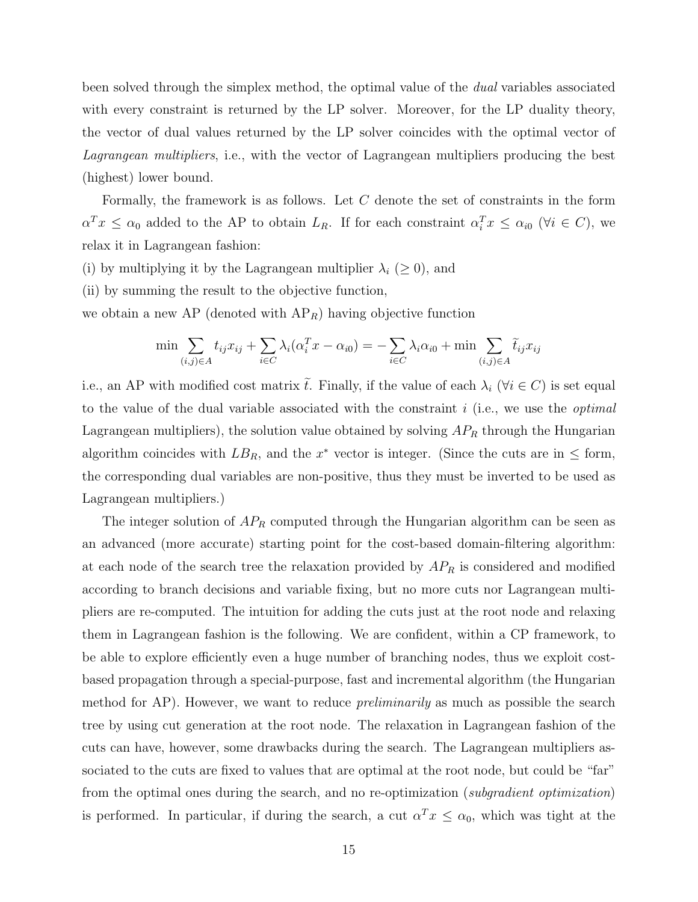been solved through the simplex method, the optimal value of the *dual* variables associated with every constraint is returned by the LP solver. Moreover, for the LP duality theory, the vector of dual values returned by the LP solver coincides with the optimal vector of *Lagrangean multipliers*, i.e., with the vector of Lagrangean multipliers producing the best (highest) lower bound.

Formally, the framework is as follows. Let $C$ denote the set of constraints in the form $\alpha^T x \leq \alpha_0$ added to the AP to obtain $L_R$. If for each constraint $\alpha_i^T x \leq \alpha_{i0}$ ($\forall i \in C$), we relax it in Lagrangean fashion:

(i) by multiplying it by the Lagrangean multiplier $\lambda_i$ ($\geq 0$), and

(ii) by summing the result to the objective function,

we obtain a new AP (denoted with $\text{AP}_R$) having objective function

$$\min \sum_{(i,j)\in A} t_{ij}x_{ij} + \sum_{i\in C} \lambda_i(\alpha_i^T x - \alpha_{i0}) = -\sum_{i\in C} \lambda_i \alpha_{i0} + \min \sum_{(i,j)\in A} \widetilde{t}_{ij}x_{ij}$$

i.e., an AP with modified cost matrix $\widetilde{t}$. Finally, if the value of each $\lambda_i$ ($\forall i \in C$) is set equal to the value of the dual variable associated with the constraint $i$ (i.e., we use the *optimal* Lagrangean multipliers), the solution value obtained by solving $AP_R$ through the Hungarian algorithm coincides with $LB_R$, and the $x^*$ vector is integer. (Since the cuts are in $\leq$ form, the corresponding dual variables are non-positive, thus they must be inverted to be used as Lagrangean multipliers.)

The integer solution of $AP_R$ computed through the Hungarian algorithm can be seen as an advanced (more accurate) starting point for the cost-based domain-filtering algorithm: at each node of the search tree the relaxation provided by $AP_R$ is considered and modified according to branch decisions and variable fixing, but no more cuts nor Lagrangean multipliers are re-computed. The intuition for adding the cuts just at the root node and relaxing them in Lagrangean fashion is the following. We are confident, within a CP framework, to be able to explore efficiently even a huge number of branching nodes, thus we exploit cost-based propagation through a special-purpose, fast and incremental algorithm (the Hungarian method for AP). However, we want to reduce *preliminarily* as much as possible the search tree by using cut generation at the root node. The relaxation in Lagrangean fashion of the cuts can have, however, some drawbacks during the search. The Lagrangean multipliers associated to the cuts are fixed to values that are optimal at the root node, but could be "far" from the optimal ones during the search, and no re-optimization (*subgradient optimization*) is performed. In particular, if during the search, a cut $\alpha^T x \leq \alpha_0$, which was tight at the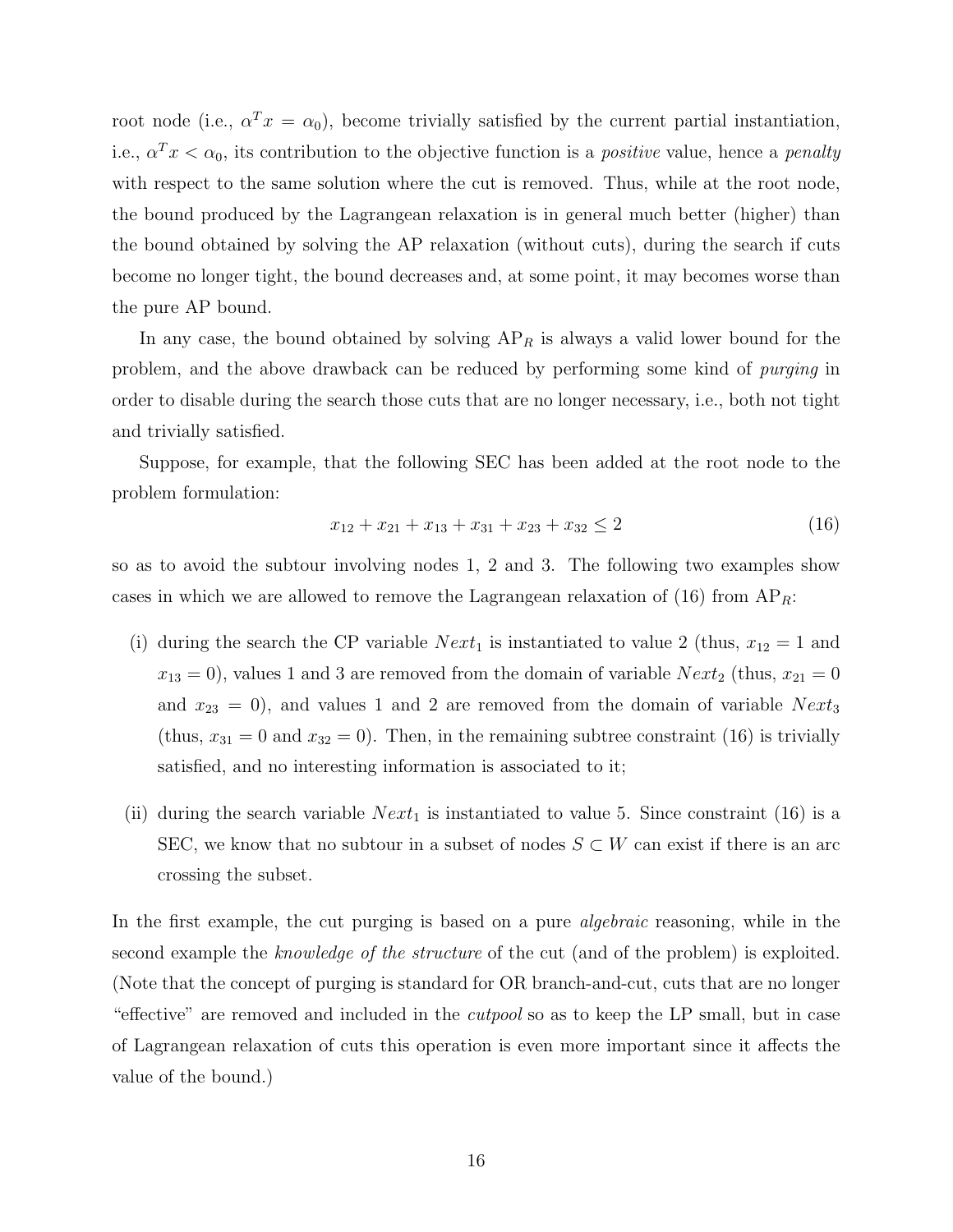root node (i.e., $\alpha^T x = \alpha_0$), become trivially satisfied by the current partial instantiation, i.e., $\alpha^T x < \alpha_0$, its contribution to the objective function is a *positive* value, hence a *penalty* with respect to the same solution where the cut is removed. Thus, while at the root node, the bound produced by the Lagrangean relaxation is in general much better (higher) than the bound obtained by solving the AP relaxation (without cuts), during the search if cuts become no longer tight, the bound decreases and, at some point, it may becomes worse than the pure AP bound.

In any case, the bound obtained by solving $\text{AP}_R$ is always a valid lower bound for the problem, and the above drawback can be reduced by performing some kind of *purging* in order to disable during the search those cuts that are no longer necessary, i.e., both not tight and trivially satisfied.

Suppose, for example, that the following SEC has been added at the root node to the problem formulation:

$$x_{12} + x_{21} + x_{13} + x_{31} + x_{23} + x_{32} \leq 2 \tag{16}$$

so as to avoid the subtour involving nodes 1, 2 and 3. The following two examples show cases in which we are allowed to remove the Lagrangean relaxation of (16) from $\text{AP}_R$:

(i) during the search the CP variable $Next_1$ is instantiated to value 2 (thus, $x_{12} = 1$ and $x_{13} = 0$), values 1 and 3 are removed from the domain of variable $Next_2$ (thus, $x_{21} = 0$ and $x_{23} = 0$), and values 1 and 2 are removed from the domain of variable $Next_3$ (thus, $x_{31} = 0$ and $x_{32} = 0$). Then, in the remaining subtree constraint (16) is trivially satisfied, and no interesting information is associated to it;

(ii) during the search variable $Next_1$ is instantiated to value 5. Since constraint (16) is a SEC, we know that no subtour in a subset of nodes $S \subset W$ can exist if there is an arc crossing the subset.

In the first example, the cut purging is based on a pure *algebraic* reasoning, while in the second example the *knowledge of the structure* of the cut (and of the problem) is exploited. (Note that the concept of purging is standard for OR branch-and-cut, cuts that are no longer "effective" are removed and included in the *cutpool* so as to keep the LP small, but in case of Lagrangean relaxation of cuts this operation is even more important since it affects the value of the bound.)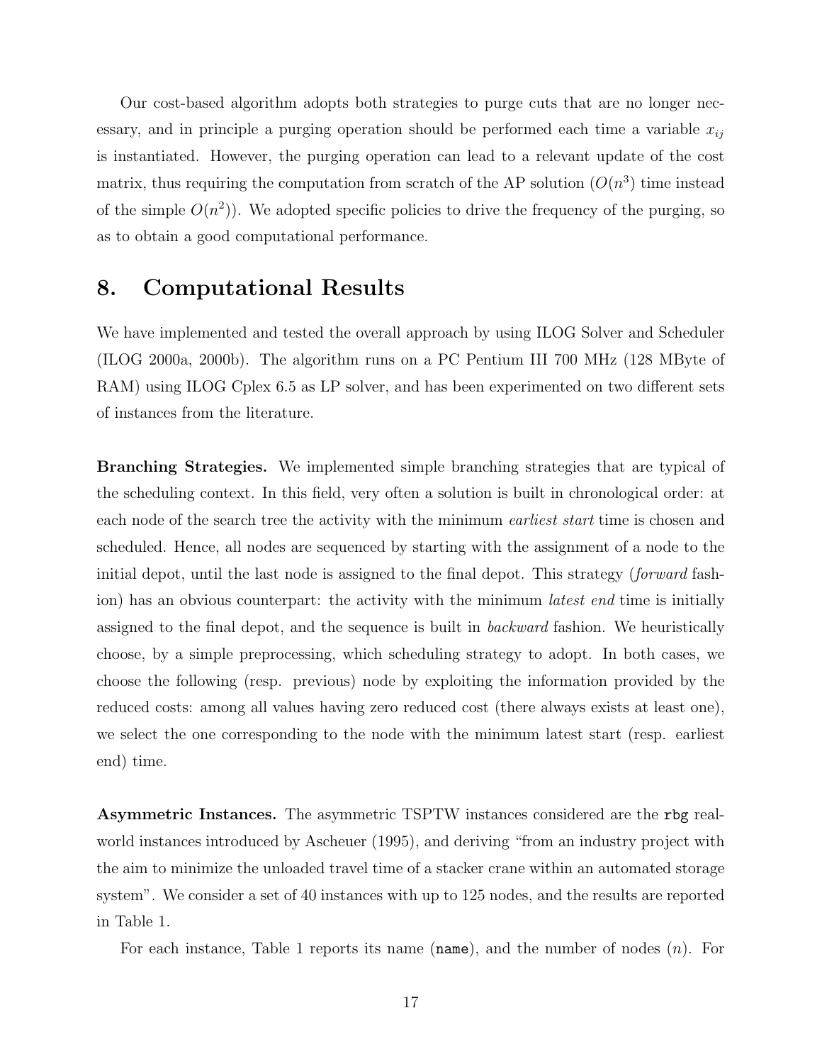Our cost-based algorithm adopts both strategies to purge cuts that are no longer necessary, and in principle a purging operation should be performed each time a variable $x_{ij}$ is instantiated. However, the purging operation can lead to a relevant update of the cost matrix, thus requiring the computation from scratch of the AP solution ($O(n^3)$ time instead of the simple $O(n^2)$). We adopted specific policies to drive the frequency of the purging, so as to obtain a good computational performance.

# 8. Computational Results

We have implemented and tested the overall approach by using ILOG Solver and Scheduler (ILOG 2000a, 2000b). The algorithm runs on a PC Pentium III 700 MHz (128 MByte of RAM) using ILOG Cplex 6.5 as LP solver, and has been experimented on two different sets of instances from the literature.

**Branching Strategies.** We implemented simple branching strategies that are typical of the scheduling context. In this field, very often a solution is built in chronological order: at each node of the search tree the activity with the minimum *earliest start* time is chosen and scheduled. Hence, all nodes are sequenced by starting with the assignment of a node to the initial depot, until the last node is assigned to the final depot. This strategy (*forward* fashion) has an obvious counterpart: the activity with the minimum *latest end* time is initially assigned to the final depot, and the sequence is built in *backward* fashion. We heuristically choose, by a simple preprocessing, which scheduling strategy to adopt. In both cases, we choose the following (resp. previous) node by exploiting the information provided by the reduced costs: among all values having zero reduced cost (there always exists at least one), we select the one corresponding to the node with the minimum latest start (resp. earliest end) time.

**Asymmetric Instances.** The asymmetric TSPTW instances considered are the `rbg` real-world instances introduced by Ascheuer (1995), and deriving "from an industry project with the aim to minimize the unloaded travel time of a stacker crane within an automated storage system". We consider a set of 40 instances with up to 125 nodes, and the results are reported in Table 1.

For each instance, Table 1 reports its name (`name`), and the number of nodes ($n$). For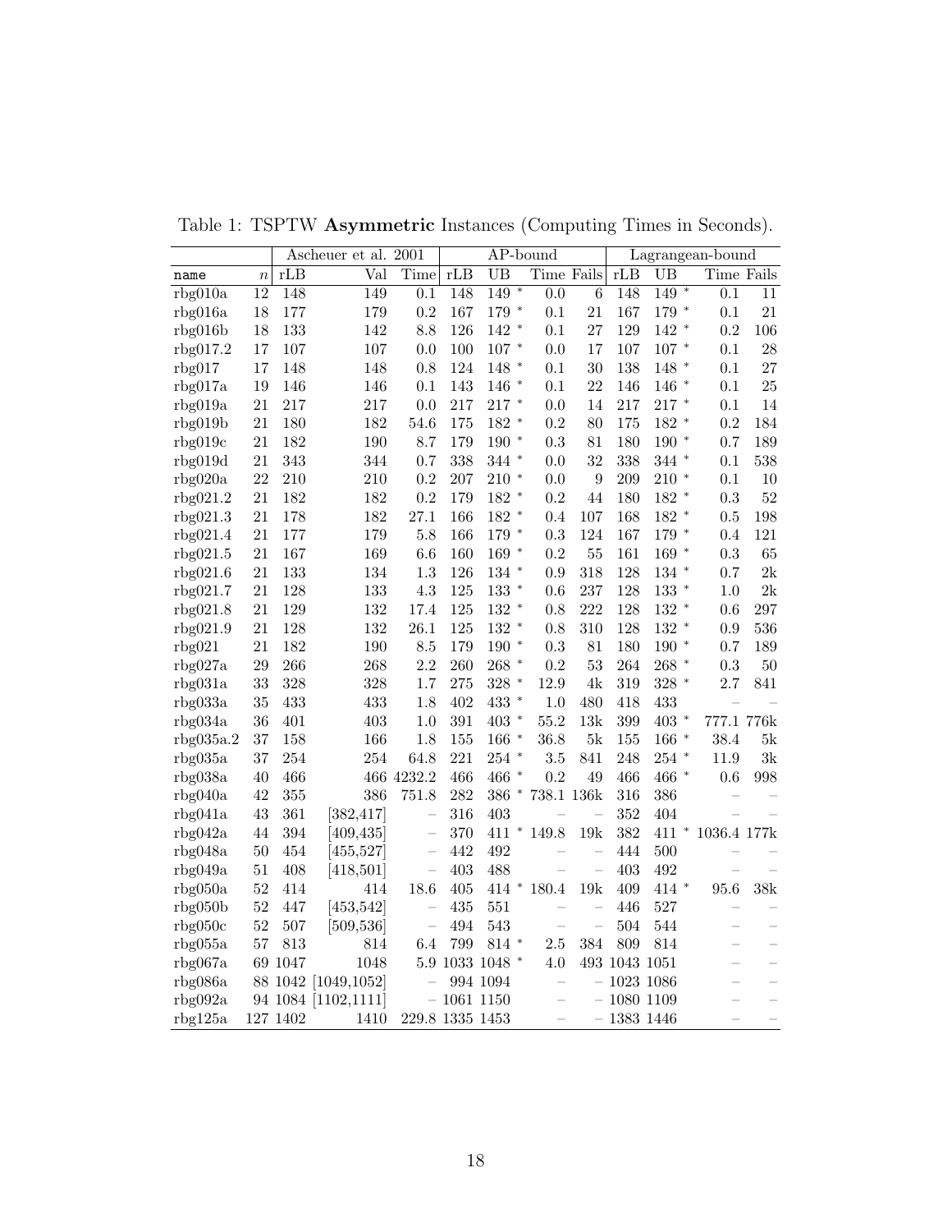Table 1: TSPTW **Asymmetric** Instances (Computing Times in Seconds).

| | | Ascheuer et al. 2001 | | | AP-bound | | | | Lagrangean-bound | | | |
|---|---|---|---|---|---|---|---|---|---|---|---|---|
| name | $n$ | rLB | Val | Time | rLB | UB | Time | Fails | rLB | UB | Time | Fails |
| rbg010a | 12 | 148 | 149 | 0.1 | 148 | 149 * | 0.0 | 6 | 148 | 149 * | 0.1 | 11 |
| rbg016a | 18 | 177 | 179 | 0.2 | 167 | 179 * | 0.1 | 21 | 167 | 179 * | 0.1 | 21 |
| rbg016b | 18 | 133 | 142 | 8.8 | 126 | 142 * | 0.1 | 27 | 129 | 142 * | 0.2 | 106 |
| rbg017.2 | 17 | 107 | 107 | 0.0 | 100 | 107 * | 0.0 | 17 | 107 | 107 * | 0.1 | 28 |
| rbg017 | 17 | 148 | 148 | 0.8 | 124 | 148 * | 0.1 | 30 | 138 | 148 * | 0.1 | 27 |
| rbg017a | 19 | 146 | 146 | 0.1 | 143 | 146 * | 0.1 | 22 | 146 | 146 * | 0.1 | 25 |
| rbg019a | 21 | 217 | 217 | 0.0 | 217 | 217 * | 0.0 | 14 | 217 | 217 * | 0.1 | 14 |
| rbg019b | 21 | 180 | 182 | 54.6 | 175 | 182 * | 0.2 | 80 | 175 | 182 * | 0.2 | 184 |
| rbg019c | 21 | 182 | 190 | 8.7 | 179 | 190 * | 0.3 | 81 | 180 | 190 * | 0.7 | 189 |
| rbg019d | 21 | 343 | 344 | 0.7 | 338 | 344 * | 0.0 | 32 | 338 | 344 * | 0.1 | 538 |
| rbg020a | 22 | 210 | 210 | 0.2 | 207 | 210 * | 0.0 | 9 | 209 | 210 * | 0.1 | 10 |
| rbg021.2 | 21 | 182 | 182 | 0.2 | 179 | 182 * | 0.2 | 44 | 180 | 182 * | 0.3 | 52 |
| rbg021.3 | 21 | 178 | 182 | 27.1 | 166 | 182 * | 0.4 | 107 | 168 | 182 * | 0.5 | 198 |
| rbg021.4 | 21 | 177 | 179 | 5.8 | 166 | 179 * | 0.3 | 124 | 167 | 179 * | 0.4 | 121 |
| rbg021.5 | 21 | 167 | 169 | 6.6 | 160 | 169 * | 0.2 | 55 | 161 | 169 * | 0.3 | 65 |
| rbg021.6 | 21 | 133 | 134 | 1.3 | 126 | 134 * | 0.9 | 318 | 128 | 134 * | 0.7 | 2k |
| rbg021.7 | 21 | 128 | 133 | 4.3 | 125 | 133 * | 0.6 | 237 | 128 | 133 * | 1.0 | 2k |
| rbg021.8 | 21 | 129 | 132 | 17.4 | 125 | 132 * | 0.8 | 222 | 128 | 132 * | 0.6 | 297 |
| rbg021.9 | 21 | 128 | 132 | 26.1 | 125 | 132 * | 0.8 | 310 | 128 | 132 * | 0.9 | 536 |
| rbg021 | 21 | 182 | 190 | 8.5 | 179 | 190 * | 0.3 | 81 | 180 | 190 * | 0.7 | 189 |
| rbg027a | 29 | 266 | 268 | 2.2 | 260 | 268 * | 0.2 | 53 | 264 | 268 * | 0.3 | 50 |
| rbg031a | 33 | 328 | 328 | 1.7 | 275 | 328 * | 12.9 | 4k | 319 | 328 * | 2.7 | 841 |
| rbg033a | 35 | 433 | 433 | 1.8 | 402 | 433 * | 1.0 | 480 | 418 | 433 | – | – |
| rbg034a | 36 | 401 | 403 | 1.0 | 391 | 403 * | 55.2 | 13k | 399 | 403 * | 777.1 | 776k |
| rbg035a.2 | 37 | 158 | 166 | 1.8 | 155 | 166 * | 36.8 | 5k | 155 | 166 * | 38.4 | 5k |
| rbg035a | 37 | 254 | 254 | 64.8 | 221 | 254 * | 3.5 | 841 | 248 | 254 * | 11.9 | 3k |
| rbg038a | 40 | 466 | 466 | 4232.2 | 466 | 466 * | 0.2 | 49 | 466 | 466 * | 0.6 | 998 |
| rbg040a | 42 | 355 | 386 | 751.8 | 282 | 386 * | 738.1 | 136k | 316 | 386 | – | – |
| rbg041a | 43 | 361 | [382,417] | – | 316 | 403 | – | – | 352 | 404 | – | – |
| rbg042a | 44 | 394 | [409,435] | – | 370 | 411 * | 149.8 | 19k | 382 | 411 * | 1036.4 | 177k |
| rbg048a | 50 | 454 | [455,527] | – | 442 | 492 | – | – | 444 | 500 | – | – |
| rbg049a | 51 | 408 | [418,501] | – | 403 | 488 | – | – | 403 | 492 | – | – |
| rbg050a | 52 | 414 | 414 | 18.6 | 405 | 414 * | 180.4 | 19k | 409 | 414 * | 95.6 | 38k |
| rbg050b | 52 | 447 | [453,542] | – | 435 | 551 | – | – | 446 | 527 | – | – |
| rbg050c | 52 | 507 | [509,536] | – | 494 | 543 | – | – | 504 | 544 | – | – |
| rbg055a | 57 | 813 | 814 | 6.4 | 799 | 814 * | 2.5 | 384 | 809 | 814 | – | – |
| rbg067a | 69 | 1047 | 1048 | 5.9 | 1033 | 1048 * | 4.0 | 493 | 1043 | 1051 | – | – |
| rbg086a | 88 | 1042 | [1049,1052] | – | 994 | 1094 | – | – | 1023 | 1086 | – | – |
| rbg092a | 94 | 1084 | [1102,1111] | – | 1061 | 1150 | – | – | 1080 | 1109 | – | – |
| rbg125a | 127 | 1402 | 1410 | 229.8 | 1335 | 1453 | – | – | 1383 | 1446 | – | – |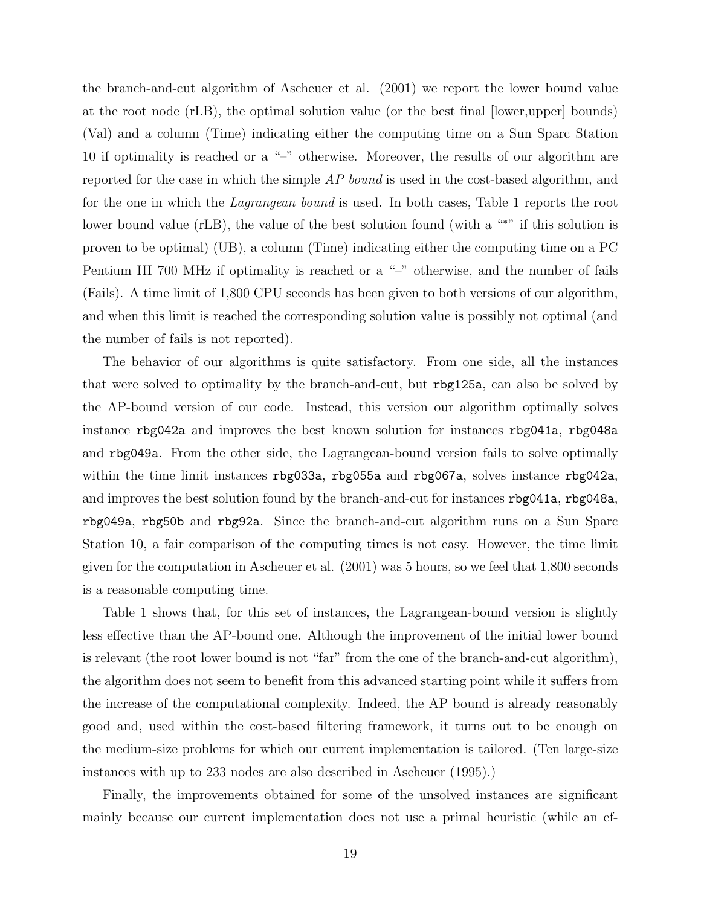the branch-and-cut algorithm of Ascheuer et al. (2001) we report the lower bound value at the root node (rLB), the optimal solution value (or the best final [lower,upper] bounds) (Val) and a column (Time) indicating either the computing time on a Sun Sparc Station 10 if optimality is reached or a "–" otherwise. Moreover, the results of our algorithm are reported for the case in which the simple *AP bound* is used in the cost-based algorithm, and for the one in which the *Lagrangean bound* is used. In both cases, Table 1 reports the root lower bound value (rLB), the value of the best solution found (with a "*" if this solution is proven to be optimal) (UB), a column (Time) indicating either the computing time on a PC Pentium III 700 MHz if optimality is reached or a "–" otherwise, and the number of fails (Fails). A time limit of 1,800 CPU seconds has been given to both versions of our algorithm, and when this limit is reached the corresponding solution value is possibly not optimal (and the number of fails is not reported).

The behavior of our algorithms is quite satisfactory. From one side, all the instances that were solved to optimality by the branch-and-cut, but `rbg125a`, can also be solved by the AP-bound version of our code. Instead, this version our algorithm optimally solves instance `rbg042a` and improves the best known solution for instances `rbg041a`, `rbg048a` and `rbg049a`. From the other side, the Lagrangean-bound version fails to solve optimally within the time limit instances `rbg033a`, `rbg055a` and `rbg067a`, solves instance `rbg042a`, and improves the best solution found by the branch-and-cut for instances `rbg041a`, `rbg048a`, `rbg049a`, `rbg50b` and `rbg92a`. Since the branch-and-cut algorithm runs on a Sun Sparc Station 10, a fair comparison of the computing times is not easy. However, the time limit given for the computation in Ascheuer et al. (2001) was 5 hours, so we feel that 1,800 seconds is a reasonable computing time.

Table 1 shows that, for this set of instances, the Lagrangean-bound version is slightly less effective than the AP-bound one. Although the improvement of the initial lower bound is relevant (the root lower bound is not "far" from the one of the branch-and-cut algorithm), the algorithm does not seem to benefit from this advanced starting point while it suffers from the increase of the computational complexity. Indeed, the AP bound is already reasonably good and, used within the cost-based filtering framework, it turns out to be enough on the medium-size problems for which our current implementation is tailored. (Ten large-size instances with up to 233 nodes are also described in Ascheuer (1995).)

Finally, the improvements obtained for some of the unsolved instances are significant mainly because our current implementation does not use a primal heuristic (while an ef-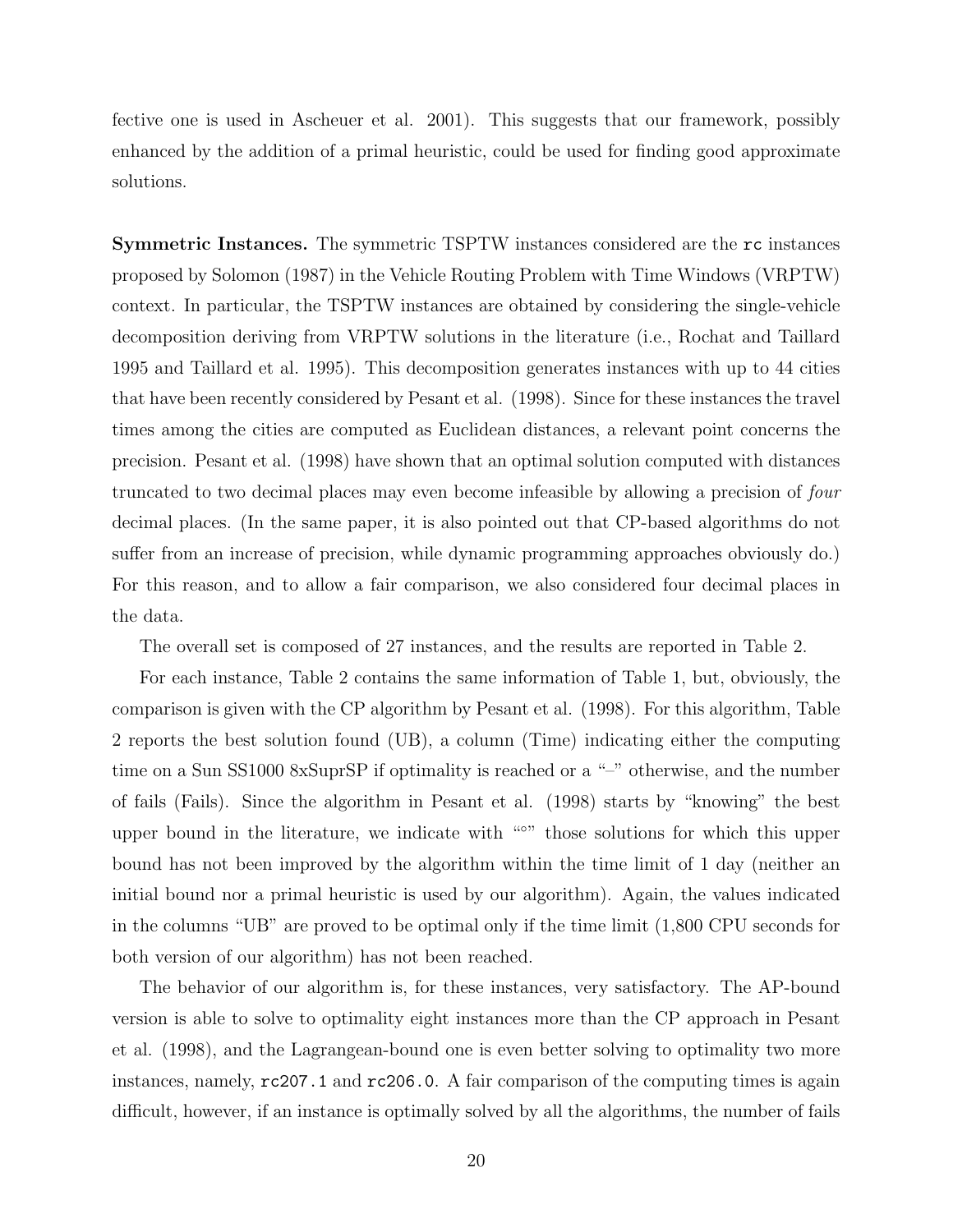fective one is used in Ascheuer et al. 2001). This suggests that our framework, possibly enhanced by the addition of a primal heuristic, could be used for finding good approximate solutions.

**Symmetric Instances.** The symmetric TSPTW instances considered are the `rc` instances proposed by Solomon (1987) in the Vehicle Routing Problem with Time Windows (VRPTW) context. In particular, the TSPTW instances are obtained by considering the single-vehicle decomposition deriving from VRPTW solutions in the literature (i.e., Rochat and Taillard 1995 and Taillard et al. 1995). This decomposition generates instances with up to 44 cities that have been recently considered by Pesant et al. (1998). Since for these instances the travel times among the cities are computed as Euclidean distances, a relevant point concerns the precision. Pesant et al. (1998) have shown that an optimal solution computed with distances truncated to two decimal places may even become infeasible by allowing a precision of *four* decimal places. (In the same paper, it is also pointed out that CP-based algorithms do not suffer from an increase of precision, while dynamic programming approaches obviously do.) For this reason, and to allow a fair comparison, we also considered four decimal places in the data.

The overall set is composed of 27 instances, and the results are reported in Table 2.

For each instance, Table 2 contains the same information of Table 1, but, obviously, the comparison is given with the CP algorithm by Pesant et al. (1998). For this algorithm, Table 2 reports the best solution found (UB), a column (Time) indicating either the computing time on a Sun SS1000 8xSuprSP if optimality is reached or a "–" otherwise, and the number of fails (Fails). Since the algorithm in Pesant et al. (1998) starts by "knowing" the best upper bound in the literature, we indicate with "°" those solutions for which this upper bound has not been improved by the algorithm within the time limit of 1 day (neither an initial bound nor a primal heuristic is used by our algorithm). Again, the values indicated in the columns "UB" are proved to be optimal only if the time limit (1,800 CPU seconds for both version of our algorithm) has not been reached.

The behavior of our algorithm is, for these instances, very satisfactory. The AP-bound version is able to solve to optimality eight instances more than the CP approach in Pesant et al. (1998), and the Lagrangean-bound one is even better solving to optimality two more instances, namely, `rc207.1` and `rc206.0`. A fair comparison of the computing times is again difficult, however, if an instance is optimally solved by all the algorithms, the number of fails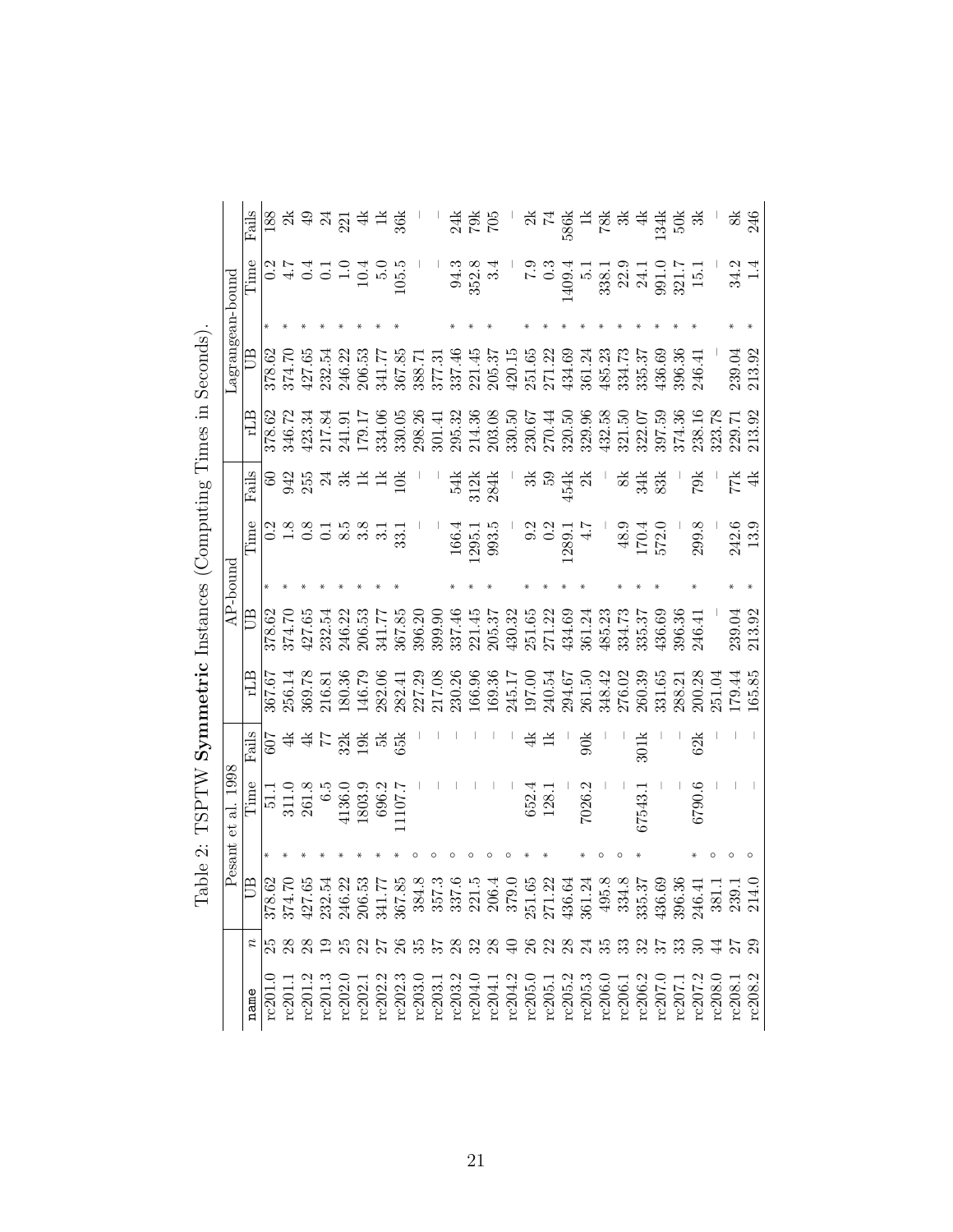Table 2: TSPTW **Symmetric** Instances (Computing Times in Seconds).

| | | Pesant et al. 1998 | | | | AP-bound | | | | | Lagrangean-bound | | | | |
|---|---|---|---|---|---|---|---|---|---|---|---|---|---|---|---|
| name | $n$ | UB | | Time | Fails | rLB | UB | | Time | Fails | rLB | UB | | Time | Fails |
| rc201.0 | 25 | 378.62 | * | 51.1 | 607 | 367.67 | 378.62 | * | 0.2 | 60 | 378.62 | 378.62 | * | 0.2 | 188 |
| rc201.1 | 28 | 374.70 | * | 311.0 | 4k | 256.14 | 374.70 | * | 1.8 | 942 | 346.72 | 374.70 | * | 4.7 | 2k |
| rc201.2 | 28 | 427.65 | * | 261.8 | 4k | 369.78 | 427.65 | * | 0.8 | 255 | 423.34 | 427.65 | * | 0.4 | 49 |
| rc201.3 | 19 | 232.54 | * | 6.5 | 77 | 216.81 | 232.54 | * | 0.1 | 24 | 217.84 | 232.54 | * | 0.1 | 24 |
| rc202.0 | 25 | 246.22 | * | 4136.0 | 32k | 180.36 | 246.22 | * | 8.5 | 3k | 241.91 | 246.22 | * | 1.0 | 221 |
| rc202.1 | 22 | 206.53 | * | 1803.9 | 19k | 146.79 | 206.53 | * | 3.8 | 1k | 179.17 | 206.53 | * | 10.4 | 4k |
| rc202.2 | 27 | 341.77 | * | 696.2 | 5k | 282.06 | 341.77 | * | 3.1 | 1k | 334.06 | 341.77 | * | 5.0 | 1k |
| rc202.3 | 26 | 367.85 | * | 11107.7 | 65k | 282.41 | 367.85 | * | 33.1 | 10k | 330.05 | 367.85 | * | 105.5 | 36k |
| rc203.0 | 35 | 384.8 | ◦ | – | – | 227.29 | 396.20 | | – | – | 298.26 | 388.71 | | – | – |
| rc203.1 | 37 | 357.3 | ◦ | – | – | 217.08 | 399.90 | | – | – | 301.41 | 377.31 | | – | – |
| rc203.2 | 28 | 337.6 | ◦ | – | – | 230.26 | 337.46 | * | 166.4 | 54k | 295.32 | 337.46 | * | 94.3 | 24k |
| rc204.0 | 32 | 221.5 | ◦ | – | – | 166.96 | 221.45 | * | 1295.1 | 312k | 214.36 | 221.45 | * | 352.8 | 79k |
| rc204.1 | 28 | 206.4 | ◦ | – | – | 169.36 | 205.37 | * | 993.5 | 284k | 203.08 | 205.37 | * | 3.4 | 705 |
| rc204.2 | 40 | 379.0 | ◦ | – | – | 245.17 | 430.32 | | – | – | 330.50 | 420.15 | | – | – |
| rc205.0 | 26 | 251.65 | * | 652.4 | 4k | 197.00 | 251.65 | * | 9.2 | 3k | 230.67 | 251.65 | * | 7.9 | 2k |
| rc205.1 | 22 | 271.22 | * | 128.1 | 1k | 240.54 | 271.22 | * | 0.2 | 59 | 270.44 | 271.22 | * | 0.3 | 74 |
| rc205.2 | 28 | 436.64 | | – | – | 294.67 | 434.69 | * | 1289.1 | 454k | 320.50 | 434.69 | * | 1409.4 | 586k |
| rc205.3 | 24 | 361.24 | * | 7026.2 | 90k | 261.50 | 361.24 | * | 4.7 | 2k | 329.96 | 361.24 | * | 5.1 | 1k |
| rc206.0 | 35 | 495.8 | ◦ | – | – | 348.42 | 485.23 | | – | – | 432.58 | 485.23 | * | 338.1 | 78k |
| rc206.1 | 33 | 334.8 | ◦ | – | – | 276.02 | 334.73 | * | 48.9 | 8k | 321.50 | 334.73 | * | 22.9 | 3k |
| rc206.2 | 32 | 335.37 | * | 67543.1 | 301k | 260.39 | 335.37 | * | 170.4 | 34k | 322.07 | 335.37 | * | 24.1 | 4k |
| rc207.0 | 37 | 436.69 | | – | – | 331.65 | 436.69 | * | 572.0 | 83k | 397.59 | 436.69 | * | 991.0 | 134k |
| rc207.1 | 33 | 396.36 | | – | – | 288.21 | 396.36 | | – | – | 374.36 | 396.36 | * | 321.7 | 50k |
| rc207.2 | 30 | 246.41 | * | 6790.6 | 62k | 200.28 | 246.41 | * | 299.8 | 79k | 238.16 | 246.41 | * | 15.1 | 3k |
| rc208.0 | 44 | 381.1 | ◦ | – | – | 251.04 | – | | – | – | 323.78 | – | | – | – |
| rc208.1 | 27 | 239.1 | ◦ | – | – | 179.44 | 239.04 | * | 242.6 | 77k | 229.71 | 239.04 | * | 34.2 | 8k |
| rc208.2 | 29 | 214.0 | ◦ | – | – | 165.85 | 213.92 | * | 13.9 | 4k | 213.92 | 213.92 | * | 1.4 | 246 |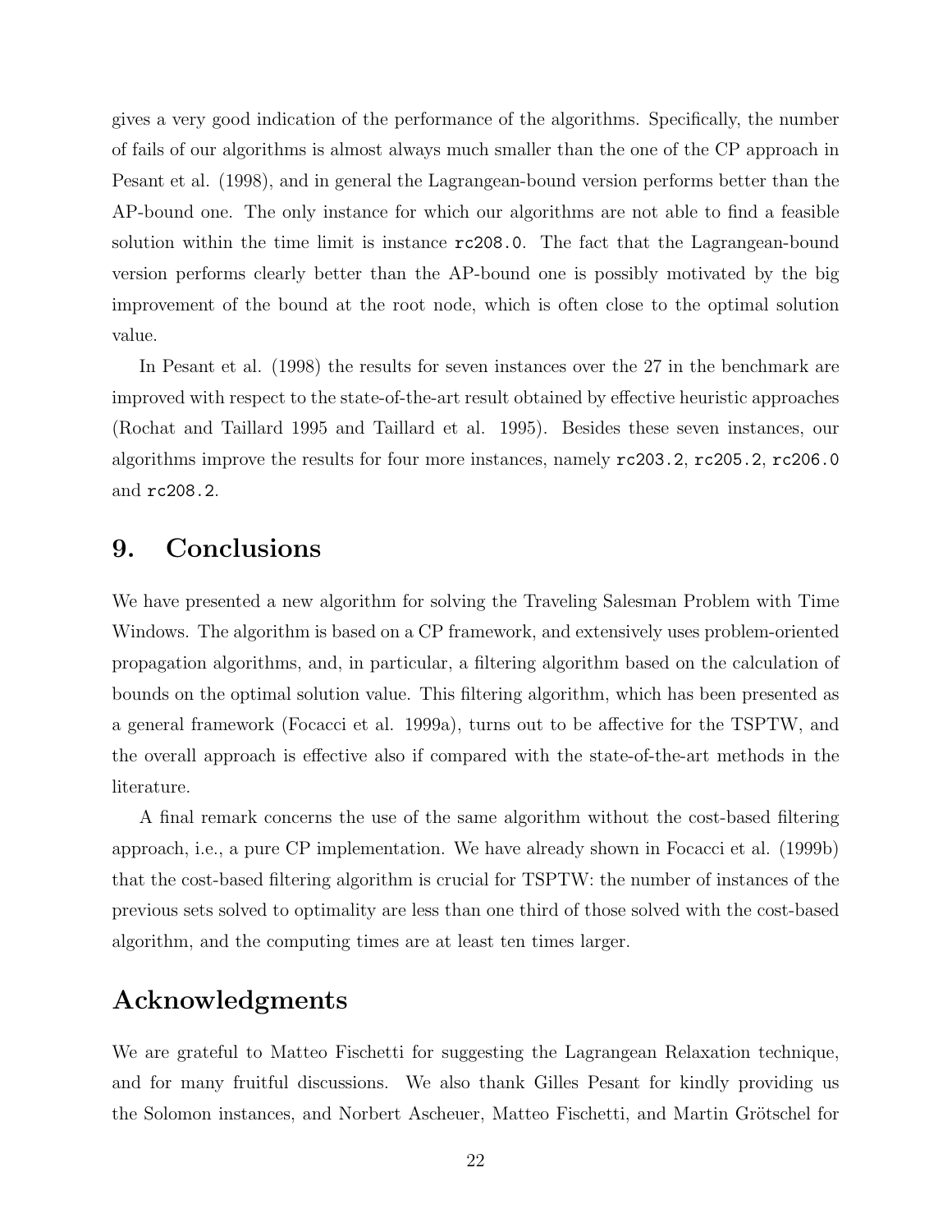gives a very good indication of the performance of the algorithms. Specifically, the number of fails of our algorithms is almost always much smaller than the one of the CP approach in Pesant et al. (1998), and in general the Lagrangean-bound version performs better than the AP-bound one. The only instance for which our algorithms are not able to find a feasible solution within the time limit is instance `rc208.0`. The fact that the Lagrangean-bound version performs clearly better than the AP-bound one is possibly motivated by the big improvement of the bound at the root node, which is often close to the optimal solution value.

In Pesant et al. (1998) the results for seven instances over the 27 in the benchmark are improved with respect to the state-of-the-art result obtained by effective heuristic approaches (Rochat and Taillard 1995 and Taillard et al. 1995). Besides these seven instances, our algorithms improve the results for four more instances, namely `rc203.2`, `rc205.2`, `rc206.0` and `rc208.2`.

# 9. Conclusions

We have presented a new algorithm for solving the Traveling Salesman Problem with Time Windows. The algorithm is based on a CP framework, and extensively uses problem-oriented propagation algorithms, and, in particular, a filtering algorithm based on the calculation of bounds on the optimal solution value. This filtering algorithm, which has been presented as a general framework (Focacci et al. 1999a), turns out to be affective for the TSPTW, and the overall approach is effective also if compared with the state-of-the-art methods in the literature.

A final remark concerns the use of the same algorithm without the cost-based filtering approach, i.e., a pure CP implementation. We have already shown in Focacci et al. (1999b) that the cost-based filtering algorithm is crucial for TSPTW: the number of instances of the previous sets solved to optimality are less than one third of those solved with the cost-based algorithm, and the computing times are at least ten times larger.

# Acknowledgments

We are grateful to Matteo Fischetti for suggesting the Lagrangean Relaxation technique, and for many fruitful discussions. We also thank Gilles Pesant for kindly providing us the Solomon instances, and Norbert Ascheuer, Matteo Fischetti, and Martin Grötschel for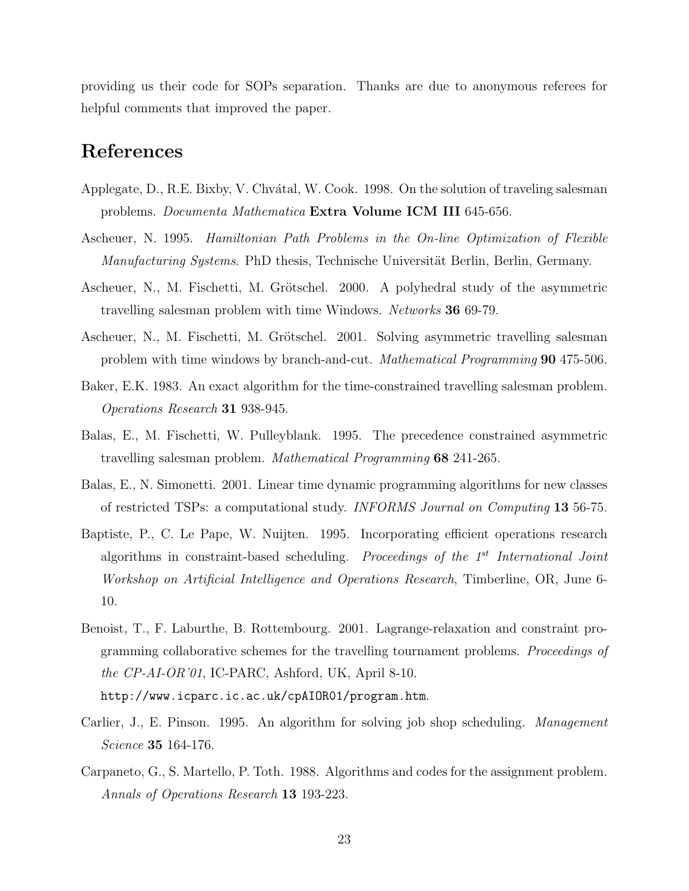providing us their code for SOPs separation. Thanks are due to anonymous referees for helpful comments that improved the paper.

# References

Applegate, D., R.E. Bixby, V. Chvátal, W. Cook. 1998. On the solution of traveling salesman problems. *Documenta Mathematica* **Extra Volume ICM III** 645-656.

Ascheuer, N. 1995. *Hamiltonian Path Problems in the On-line Optimization of Flexible Manufacturing Systems*. PhD thesis, Technische Universität Berlin, Berlin, Germany.

Ascheuer, N., M. Fischetti, M. Grötschel. 2000. A polyhedral study of the asymmetric travelling salesman problem with time Windows. *Networks* **36** 69-79.

Ascheuer, N., M. Fischetti, M. Grötschel. 2001. Solving asymmetric travelling salesman problem with time windows by branch-and-cut. *Mathematical Programming* **90** 475-506.

Baker, E.K. 1983. An exact algorithm for the time-constrained travelling salesman problem. *Operations Research* **31** 938-945.

Balas, E., M. Fischetti, W. Pulleyblank. 1995. The precedence constrained asymmetric travelling salesman problem. *Mathematical Programming* **68** 241-265.

Balas, E., N. Simonetti. 2001. Linear time dynamic programming algorithms for new classes of restricted TSPs: a computational study. *INFORMS Journal on Computing* **13** 56-75.

Baptiste, P., C. Le Pape, W. Nuijten. 1995. Incorporating efficient operations research algorithms in constraint-based scheduling. *Proceedings of the 1st International Joint Workshop on Artificial Intelligence and Operations Research*, Timberline, OR, June 6-10.

Benoist, T., F. Laburthe, B. Rottembourg. 2001. Lagrange-relaxation and constraint programming collaborative schemes for the travelling tournament problems. *Proceedings of the CP-AI-OR'01*, IC-PARC, Ashford, UK, April 8-10. `http://www.icparc.ic.ac.uk/cpAIOR01/program.htm`.

Carlier, J., E. Pinson. 1995. An algorithm for solving job shop scheduling. *Management Science* **35** 164-176.

Carpaneto, G., S. Martello, P. Toth. 1988. Algorithms and codes for the assignment problem. *Annals of Operations Research* **13** 193-223.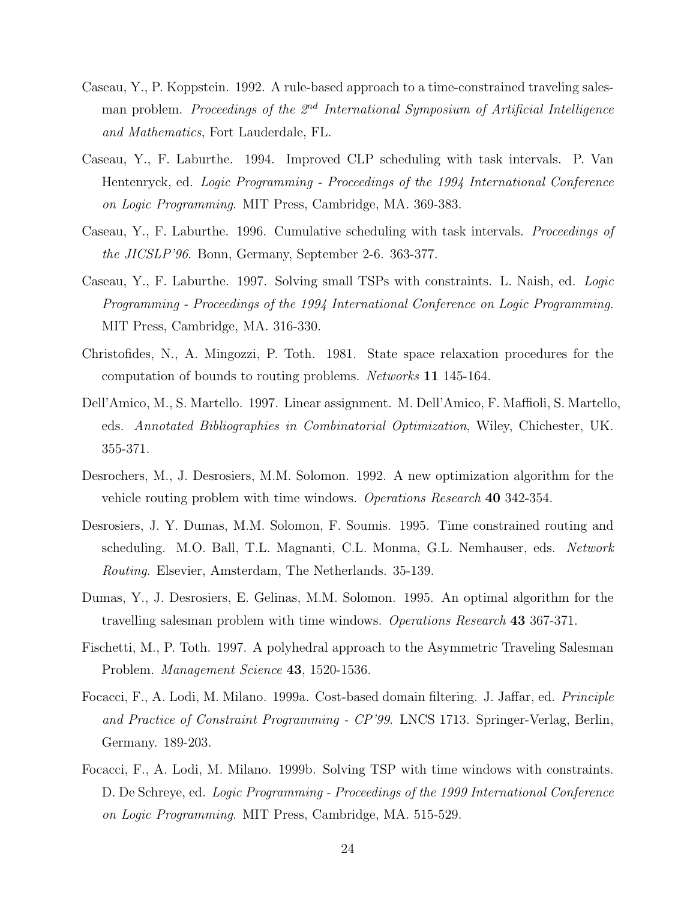Caseau, Y., P. Koppstein. 1992. A rule-based approach to a time-constrained traveling salesman problem. *Proceedings of the 2[nd] International Symposium of Artificial Intelligence and Mathematics*, Fort Lauderdale, FL.

Caseau, Y., F. Laburthe. 1994. Improved CLP scheduling with task intervals. P. Van Hentenryck, ed. *Logic Programming - Proceedings of the 1994 International Conference on Logic Programming*. MIT Press, Cambridge, MA. 369-383.

Caseau, Y., F. Laburthe. 1996. Cumulative scheduling with task intervals. *Proceedings of the JICSLP'96*. Bonn, Germany, September 2-6. 363-377.

Caseau, Y., F. Laburthe. 1997. Solving small TSPs with constraints. L. Naish, ed. *Logic Programming - Proceedings of the 1994 International Conference on Logic Programming*. MIT Press, Cambridge, MA. 316-330.

Christofides, N., A. Mingozzi, P. Toth. 1981. State space relaxation procedures for the computation of bounds to routing problems. *Networks* **11** 145-164.

Dell'Amico, M., S. Martello. 1997. Linear assignment. M. Dell'Amico, F. Maffioli, S. Martello, eds. *Annotated Bibliographies in Combinatorial Optimization*, Wiley, Chichester, UK. 355-371.

Desrochers, M., J. Desrosiers, M.M. Solomon. 1992. A new optimization algorithm for the vehicle routing problem with time windows. *Operations Research* **40** 342-354.

Desrosiers, J. Y. Dumas, M.M. Solomon, F. Soumis. 1995. Time constrained routing and scheduling. M.O. Ball, T.L. Magnanti, C.L. Monma, G.L. Nemhauser, eds. *Network Routing*. Elsevier, Amsterdam, The Netherlands. 35-139.

Dumas, Y., J. Desrosiers, E. Gelinas, M.M. Solomon. 1995. An optimal algorithm for the travelling salesman problem with time windows. *Operations Research* **43** 367-371.

Fischetti, M., P. Toth. 1997. A polyhedral approach to the Asymmetric Traveling Salesman Problem. *Management Science* **43**, 1520-1536.

Focacci, F., A. Lodi, M. Milano. 1999a. Cost-based domain filtering. J. Jaffar, ed. *Principle and Practice of Constraint Programming - CP'99*. LNCS 1713. Springer-Verlag, Berlin, Germany. 189-203.

Focacci, F., A. Lodi, M. Milano. 1999b. Solving TSP with time windows with constraints. D. De Schreye, ed. *Logic Programming - Proceedings of the 1999 International Conference on Logic Programming*. MIT Press, Cambridge, MA. 515-529.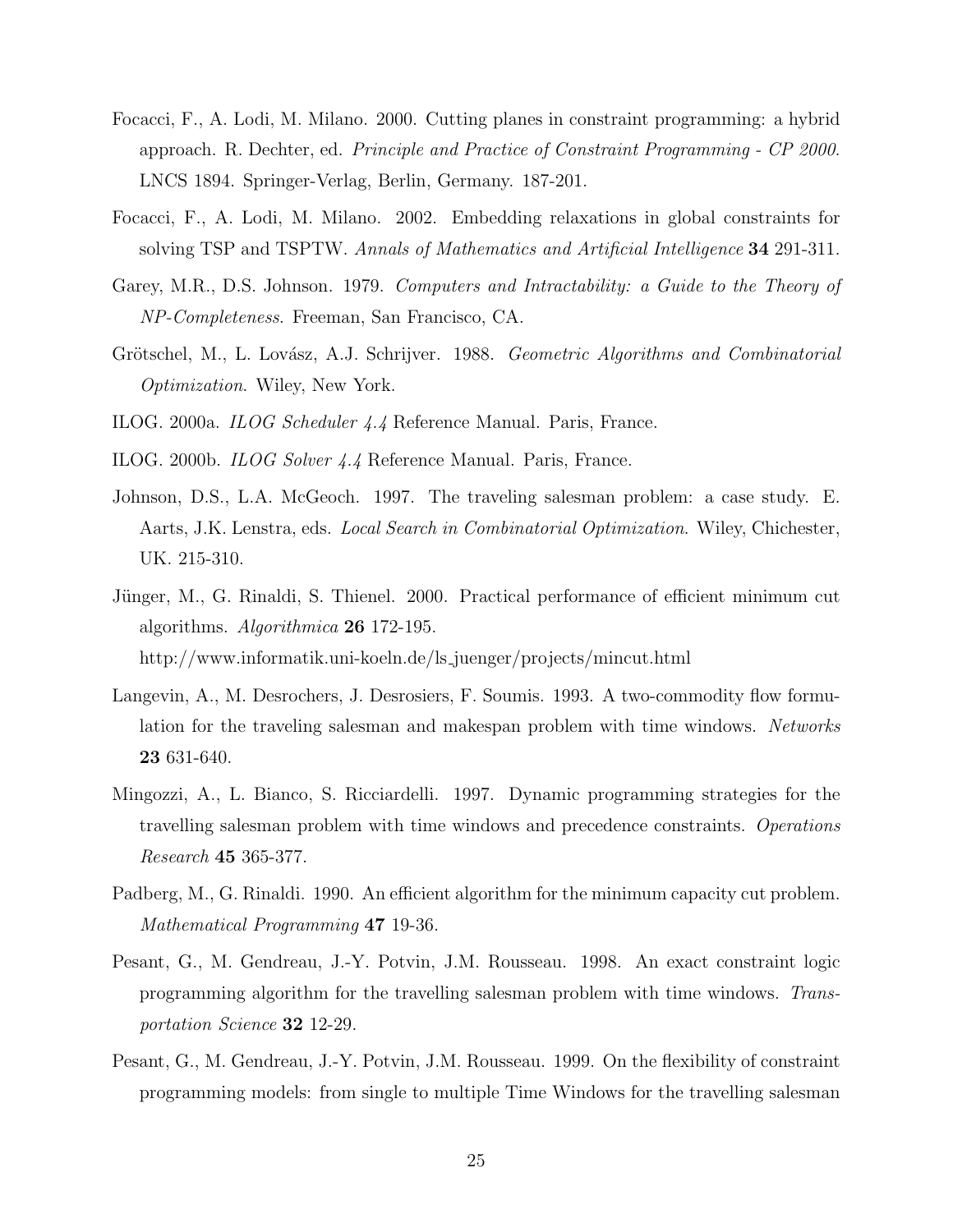Focacci, F., A. Lodi, M. Milano. 2000. Cutting planes in constraint programming: a hybrid approach. R. Dechter, ed. *Principle and Practice of Constraint Programming - CP 2000*. LNCS 1894. Springer-Verlag, Berlin, Germany. 187-201.

Focacci, F., A. Lodi, M. Milano. 2002. Embedding relaxations in global constraints for solving TSP and TSPTW. *Annals of Mathematics and Artificial Intelligence* **34** 291-311.

Garey, M.R., D.S. Johnson. 1979. *Computers and Intractability: a Guide to the Theory of NP-Completeness*. Freeman, San Francisco, CA.

Grötschel, M., L. Lovász, A.J. Schrijver. 1988. *Geometric Algorithms and Combinatorial Optimization*. Wiley, New York.

ILOG. 2000a. *ILOG Scheduler 4.4* Reference Manual. Paris, France.

ILOG. 2000b. *ILOG Solver 4.4* Reference Manual. Paris, France.

Johnson, D.S., L.A. McGeoch. 1997. The traveling salesman problem: a case study. E. Aarts, J.K. Lenstra, eds. *Local Search in Combinatorial Optimization*. Wiley, Chichester, UK. 215-310.

Jünger, M., G. Rinaldi, S. Thienel. 2000. Practical performance of efficient minimum cut algorithms. *Algorithmica* **26** 172-195.
http://www.informatik.uni-koeln.de/ls_juenger/projects/mincut.html

Langevin, A., M. Desrochers, J. Desrosiers, F. Soumis. 1993. A two-commodity flow formulation for the traveling salesman and makespan problem with time windows. *Networks* **23** 631-640.

Mingozzi, A., L. Bianco, S. Ricciardelli. 1997. Dynamic programming strategies for the travelling salesman problem with time windows and precedence constraints. *Operations Research* **45** 365-377.

Padberg, M., G. Rinaldi. 1990. An efficient algorithm for the minimum capacity cut problem. *Mathematical Programming* **47** 19-36.

Pesant, G., M. Gendreau, J.-Y. Potvin, J.M. Rousseau. 1998. An exact constraint logic programming algorithm for the travelling salesman problem with time windows. *Transportation Science* **32** 12-29.

Pesant, G., M. Gendreau, J.-Y. Potvin, J.M. Rousseau. 1999. On the flexibility of constraint programming models: from single to multiple Time Windows for the travelling salesman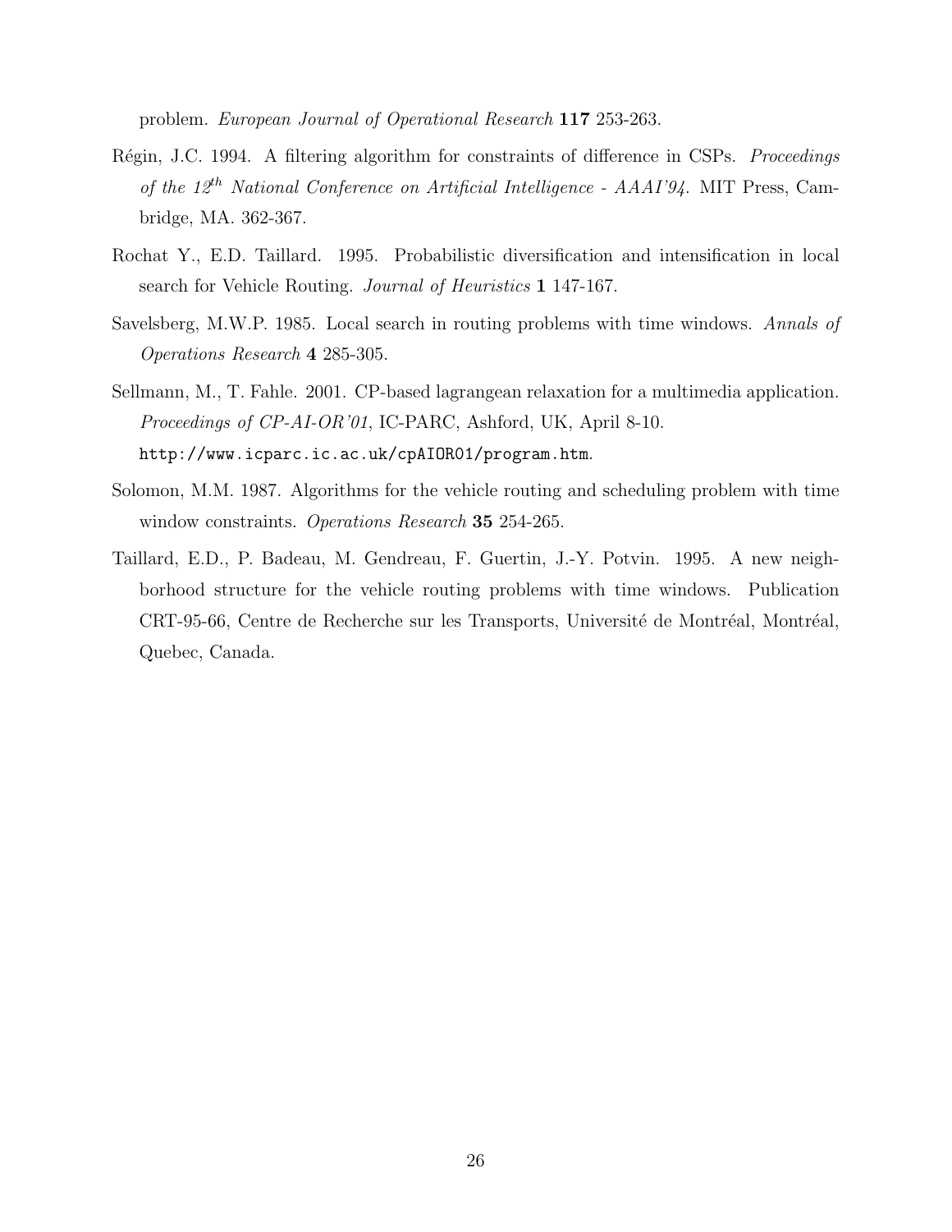problem. *European Journal of Operational Research* **117** 253-263.

Régin, J.C. 1994. A filtering algorithm for constraints of difference in CSPs. *Proceedings of the 12$^{th}$ National Conference on Artificial Intelligence - AAAI'94.* MIT Press, Cambridge, MA. 362-367.

Rochat Y., E.D. Taillard. 1995. Probabilistic diversification and intensification in local search for Vehicle Routing. *Journal of Heuristics* **1** 147-167.

Savelsberg, M.W.P. 1985. Local search in routing problems with time windows. *Annals of Operations Research* **4** 285-305.

Sellmann, M., T. Fahle. 2001. CP-based lagrangean relaxation for a multimedia application. *Proceedings of CP-AI-OR'01*, IC-PARC, Ashford, UK, April 8-10. http://www.icparc.ic.ac.uk/cpAIOR01/program.htm.

Solomon, M.M. 1987. Algorithms for the vehicle routing and scheduling problem with time window constraints. *Operations Research* **35** 254-265.

Taillard, E.D., P. Badeau, M. Gendreau, F. Guertin, J.-Y. Potvin. 1995. A new neighborhood structure for the vehicle routing problems with time windows. Publication CRT-95-66, Centre de Recherche sur les Transports, Université de Montréal, Montréal, Quebec, Canada.